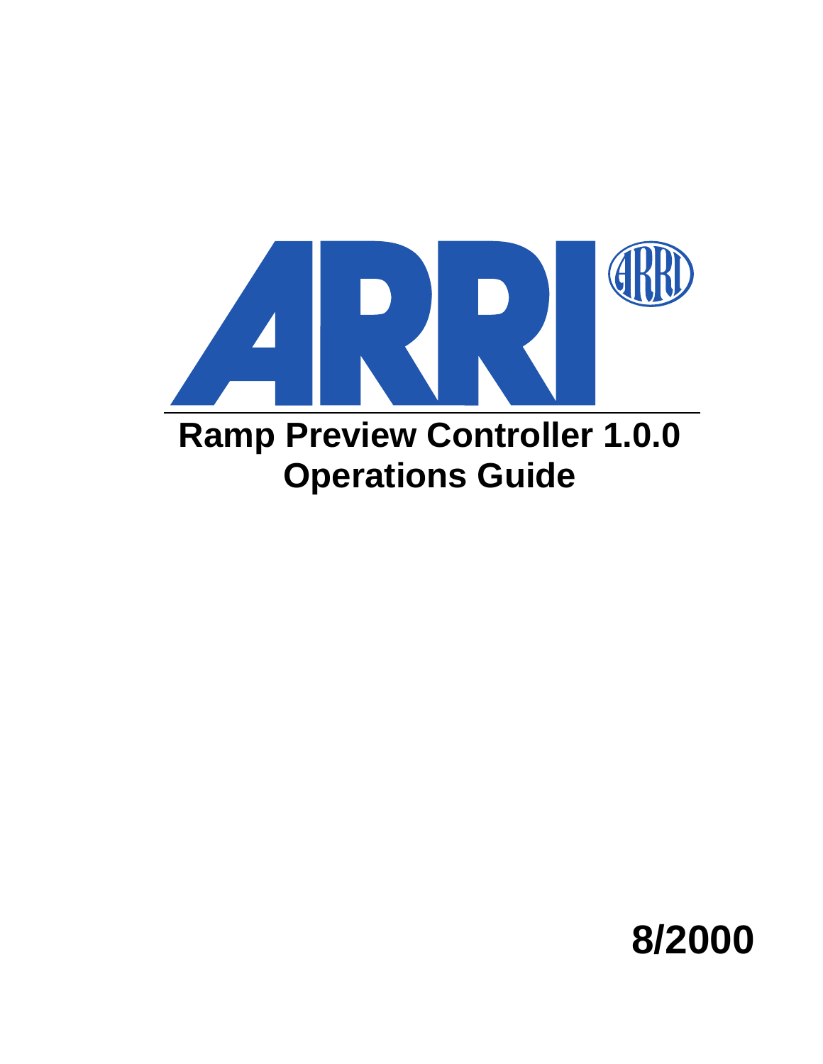# Ramp Preview Controller 1.0.0 Operations Guide

**8/2000**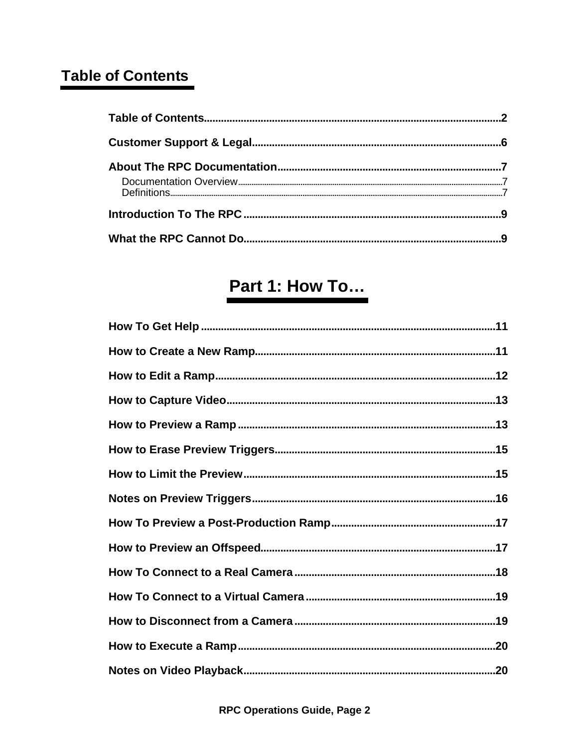# Table of Contents

**Table of Contents** ........ 2

**Customer Support & Legal** ........ 6

**About The RPC Documentation** ........ 7

- Documentation Overview ........ 7
- Definitions ........ 7

**Introduction To The RPC** ........ 9

**What the RPC Cannot Do** ........ 9

## Part 1: How To…

**How To Get Help** ........ 11

**How to Create a New Ramp** ........ 11

**How to Edit a Ramp** ........ 12

**How to Capture Video** ........ 13

**How to Preview a Ramp** ........ 13

**How to Erase Preview Triggers** ........ 15

**How to Limit the Preview** ........ 15

**Notes on Preview Triggers** ........ 16

**How To Preview a Post-Production Ramp** ........ 17

**How to Preview an Offspeed** ........ 17

**How To Connect to a Real Camera** ........ 18

**How To Connect to a Virtual Camera** ........ 19

**How to Disconnect from a Camera** ........ 19

**How to Execute a Ramp** ........ 20

**Notes on Video Playback** ........ 20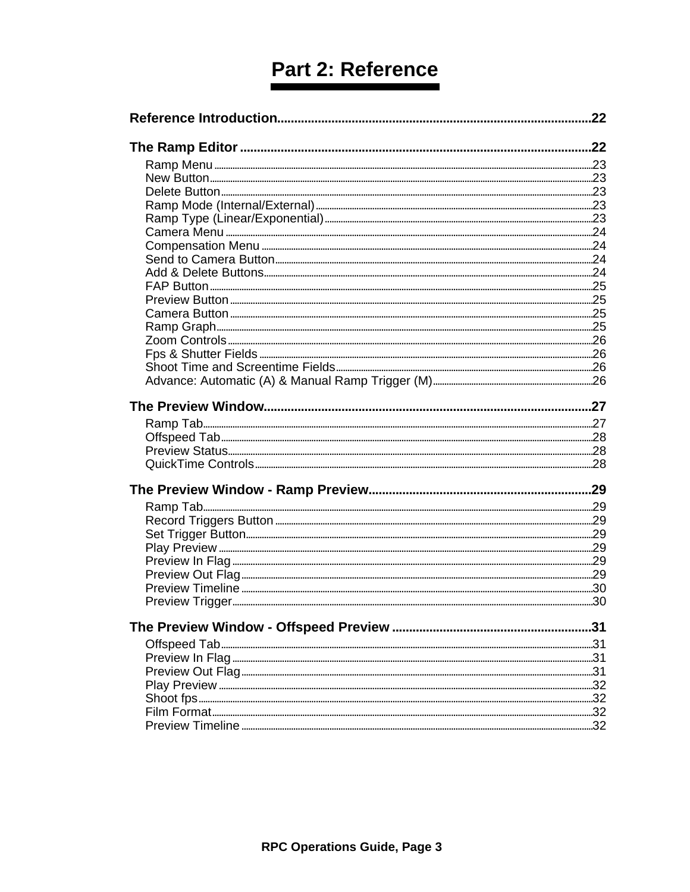# Part 2: Reference

**Reference Introduction** ........................................ 22

**The Ramp Editor** ........................................ 22

- Ramp Menu ........................................ 23
- New Button ........................................ 23
- Delete Button ........................................ 23
- Ramp Mode (Internal/External) ........................................ 23
- Ramp Type (Linear/Exponential) ........................................ 23
- Camera Menu ........................................ 24
- Compensation Menu ........................................ 24
- Send to Camera Button ........................................ 24
- Add & Delete Buttons ........................................ 24
- FAP Button ........................................ 25
- Preview Button ........................................ 25
- Camera Button ........................................ 25
- Ramp Graph ........................................ 25
- Zoom Controls ........................................ 26
- Fps & Shutter Fields ........................................ 26
- Shoot Time and Screentime Fields ........................................ 26
- Advance: Automatic (A) & Manual Ramp Trigger (M) ........................................ 26

**The Preview Window** ........................................ 27

- Ramp Tab ........................................ 27
- Offspeed Tab ........................................ 28
- Preview Status ........................................ 28
- QuickTime Controls ........................................ 28

**The Preview Window - Ramp Preview** ........................................ 29

- Ramp Tab ........................................ 29
- Record Triggers Button ........................................ 29
- Set Trigger Button ........................................ 29
- Play Preview ........................................ 29
- Preview In Flag ........................................ 29
- Preview Out Flag ........................................ 29
- Preview Timeline ........................................ 30
- Preview Trigger ........................................ 30

**The Preview Window - Offspeed Preview** ........................................ 31

- Offspeed Tab ........................................ 31
- Preview In Flag ........................................ 31
- Preview Out Flag ........................................ 31
- Play Preview ........................................ 32
- Shoot fps ........................................ 32
- Film Format ........................................ 32
- Preview Timeline ........................................ 32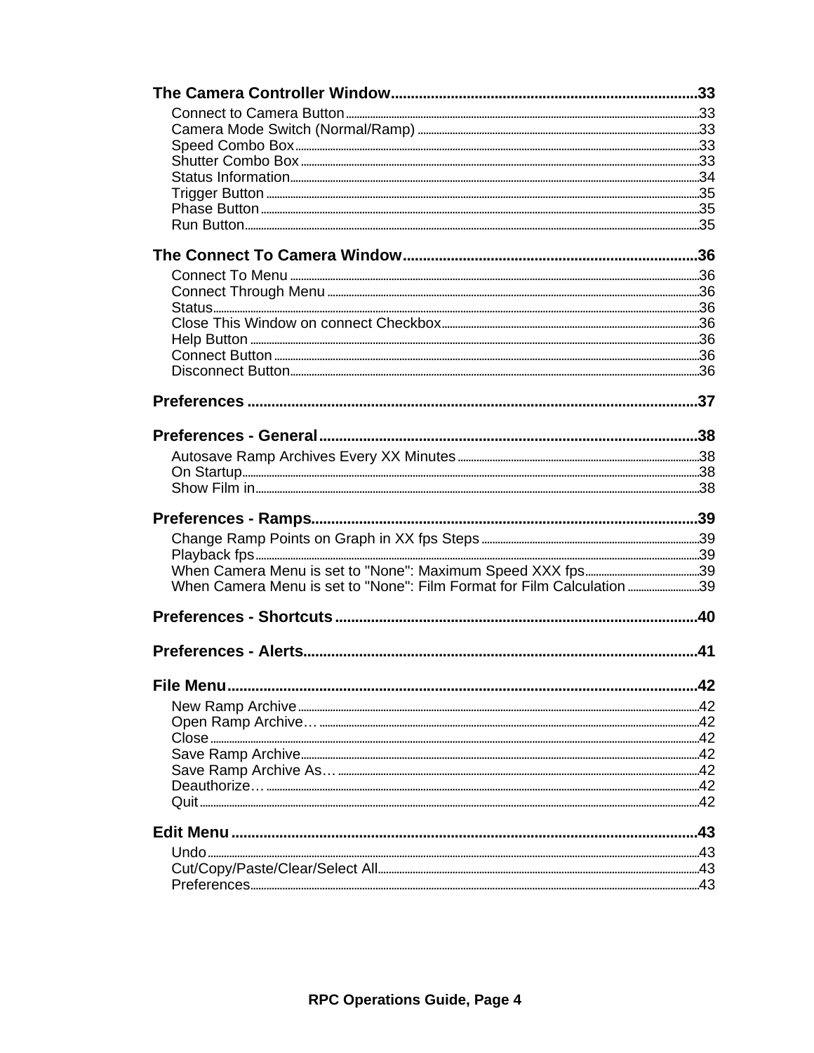The Camera Controller Window........................................................................33

Connect to Camera Button........................................................................33
Camera Mode Switch (Normal/Ramp)........................................................................33
Speed Combo Box........................................................................33
Shutter Combo Box........................................................................33
Status Information........................................................................34
Trigger Button........................................................................35
Phase Button........................................................................35
Run Button........................................................................35

The Connect To Camera Window........................................................................36

Connect To Menu........................................................................36
Connect Through Menu........................................................................36
Status........................................................................36
Close This Window on connect Checkbox........................................................................36
Help Button........................................................................36
Connect Button........................................................................36
Disconnect Button........................................................................36

Preferences........................................................................37

Preferences - General........................................................................38

Autosave Ramp Archives Every XX Minutes........................................................................38
On Startup........................................................................38
Show Film in........................................................................38

Preferences - Ramps........................................................................39

Change Ramp Points on Graph in XX fps Steps........................................................................39
Playback fps........................................................................39
When Camera Menu is set to "None": Maximum Speed XXX fps........................................................................39
When Camera Menu is set to "None": Film Format for Film Calculation........................................................................39

Preferences - Shortcuts........................................................................40

Preferences - Alerts........................................................................41

File Menu........................................................................42

New Ramp Archive........................................................................42
Open Ramp Archive…........................................................................42
Close........................................................................42
Save Ramp Archive........................................................................42
Save Ramp Archive As…........................................................................42
Deauthorize…........................................................................42
Quit........................................................................42

Edit Menu........................................................................43

Undo........................................................................43
Cut/Copy/Paste/Clear/Select All........................................................................43
Preferences........................................................................43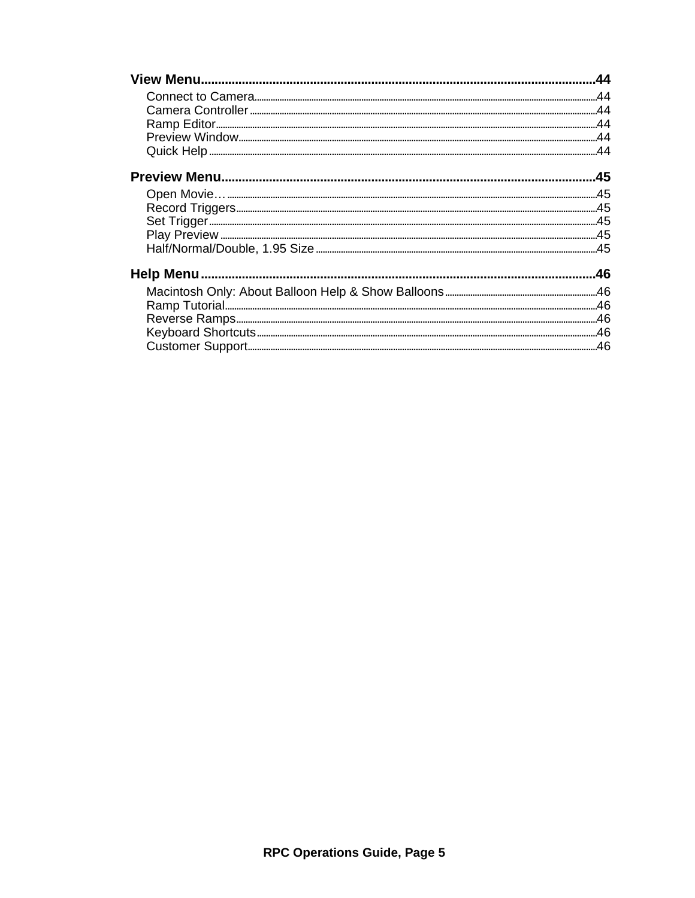**View Menu** .......... 44

- Connect to Camera .......... 44
- Camera Controller .......... 44
- Ramp Editor .......... 44
- Preview Window .......... 44
- Quick Help .......... 44

**Preview Menu** .......... 45

- Open Movie… .......... 45
- Record Triggers .......... 45
- Set Trigger .......... 45
- Play Preview .......... 45
- Half/Normal/Double, 1.95 Size .......... 45

**Help Menu** .......... 46

- Macintosh Only: About Balloon Help & Show Balloons .......... 46
- Ramp Tutorial .......... 46
- Reverse Ramps .......... 46
- Keyboard Shortcuts .......... 46
- Customer Support .......... 46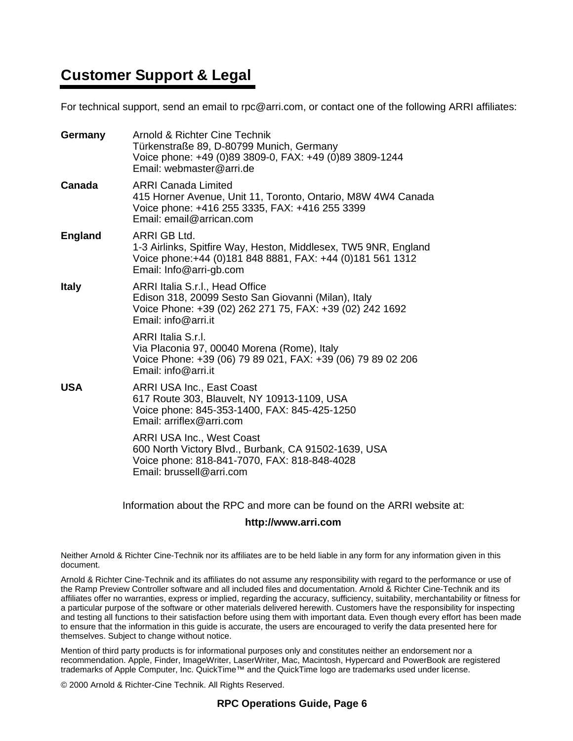# Customer Support & Legal

For technical support, send an email to rpc@arri.com, or contact one of the following ARRI affiliates:

**Germany**

Arnold & Richter Cine Technik
Türkenstraße 89, D-80799 Munich, Germany
Voice phone: +49 (0)89 3809-0, FAX: +49 (0)89 3809-1244
Email: webmaster@arri.de

**Canada**

ARRI Canada Limited
415 Horner Avenue, Unit 11, Toronto, Ontario, M8W 4W4 Canada
Voice phone: +416 255 3335, FAX: +416 255 3399
Email: email@arrican.com

**England**

ARRI GB Ltd.
1-3 Airlinks, Spitfire Way, Heston, Middlesex, TW5 9NR, England
Voice phone:+44 (0)181 848 8881, FAX: +44 (0)181 561 1312
Email: Info@arri-gb.com

**Italy**

ARRI Italia S.r.l., Head Office
Edison 318, 20099 Sesto San Giovanni (Milan), Italy
Voice Phone: +39 (02) 262 271 75, FAX: +39 (02) 242 1692
Email: info@arri.it

ARRI Italia S.r.l.
Via Placonia 97, 00040 Morena (Rome), Italy
Voice Phone: +39 (06) 79 89 021, FAX: +39 (06) 79 89 02 206
Email: info@arri.it

**USA**

ARRI USA Inc., East Coast
617 Route 303, Blauvelt, NY 10913-1109, USA
Voice phone: 845-353-1400, FAX: 845-425-1250
Email: arriflex@arri.com

ARRI USA Inc., West Coast
600 North Victory Blvd., Burbank, CA 91502-1639, USA
Voice phone: 818-841-7070, FAX: 818-848-4028
Email: brussell@arri.com

Information about the RPC and more can be found on the ARRI website at:

**http://www.arri.com**

Neither Arnold & Richter Cine-Technik nor its affiliates are to be held liable in any form for any information given in this document.

Arnold & Richter Cine-Technik and its affiliates do not assume any responsibility with regard to the performance or use of the Ramp Preview Controller software and all included files and documentation. Arnold & Richter Cine-Technik and its affiliates offer no warranties, express or implied, regarding the accuracy, sufficiency, suitability, merchantability or fitness for a particular purpose of the software or other materials delivered herewith. Customers have the responsibility for inspecting and testing all functions to their satisfaction before using them with important data. Even though every effort has been made to ensure that the information in this guide is accurate, the users are encouraged to verify the data presented here for themselves. Subject to change without notice.

Mention of third party products is for informational purposes only and constitutes neither an endorsement nor a recommendation. Apple, Finder, ImageWriter, LaserWriter, Mac, Macintosh, Hypercard and PowerBook are registered trademarks of Apple Computer, Inc. QuickTime™ and the QuickTime logo are trademarks used under license.

© 2000 Arnold & Richter-Cine Technik. All Rights Reserved.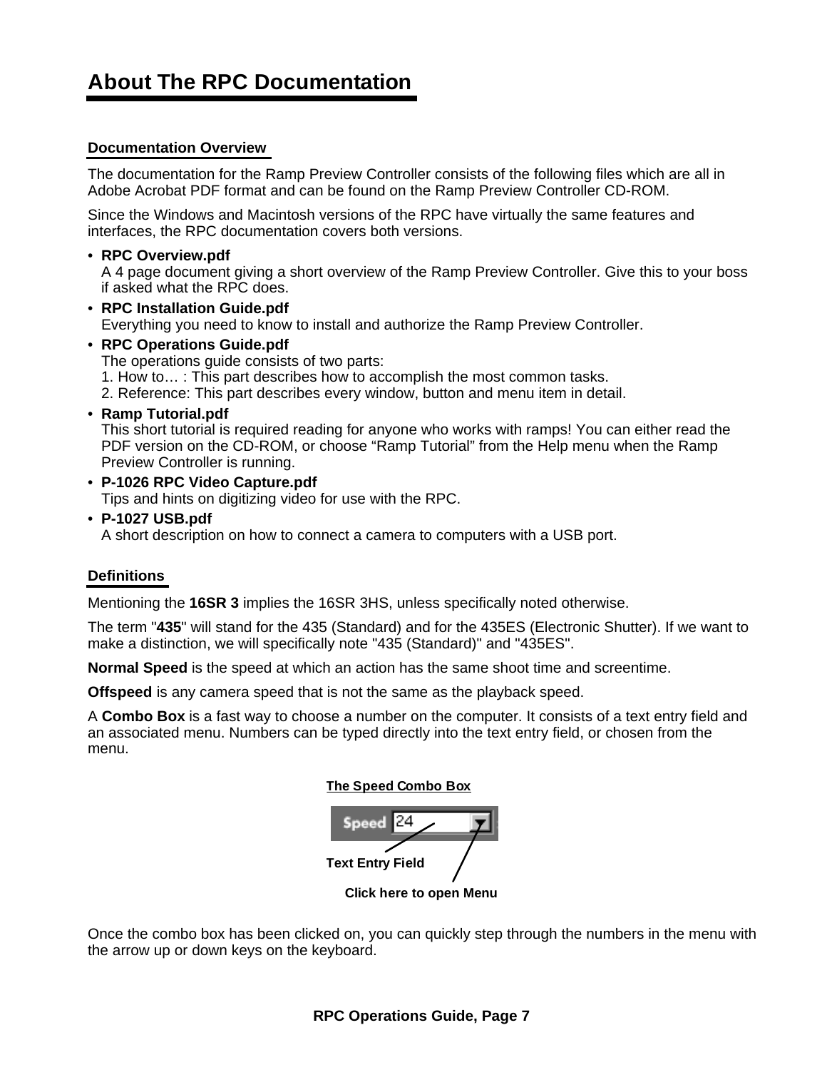# About The RPC Documentation

## Documentation Overview

The documentation for the Ramp Preview Controller consists of the following files which are all in Adobe Acrobat PDF format and can be found on the Ramp Preview Controller CD-ROM.

Since the Windows and Macintosh versions of the RPC have virtually the same features and interfaces, the RPC documentation covers both versions.

- **RPC Overview.pdf**
  A 4 page document giving a short overview of the Ramp Preview Controller. Give this to your boss if asked what the RPC does.
- **RPC Installation Guide.pdf**
  Everything you need to know to install and authorize the Ramp Preview Controller.
- **RPC Operations Guide.pdf**
  The operations guide consists of two parts:
  1. How to… : This part describes how to accomplish the most common tasks.
  2. Reference: This part describes every window, button and menu item in detail.
- **Ramp Tutorial.pdf**
  This short tutorial is required reading for anyone who works with ramps! You can either read the PDF version on the CD-ROM, or choose “Ramp Tutorial” from the Help menu when the Ramp Preview Controller is running.
- **P-1026 RPC Video Capture.pdf**
  Tips and hints on digitizing video for use with the RPC.
- **P-1027 USB.pdf**
  A short description on how to connect a camera to computers with a USB port.

## Definitions

Mentioning the **16SR 3** implies the 16SR 3HS, unless specifically noted otherwise.

The term "**435**" will stand for the 435 (Standard) and for the 435ES (Electronic Shutter). If we want to make a distinction, we will specifically note "435 (Standard)" and "435ES".

**Normal Speed** is the speed at which an action has the same shoot time and screentime.

**Offspeed** is any camera speed that is not the same as the playback speed.

A **Combo Box** is a fast way to choose a number on the computer. It consists of a text entry field and an associated menu. Numbers can be typed directly into the text entry field, or chosen from the menu.

**The Speed Combo Box**

Speed 24

Text Entry Field

Click here to open Menu

Once the combo box has been clicked on, you can quickly step through the numbers in the menu with the arrow up or down keys on the keyboard.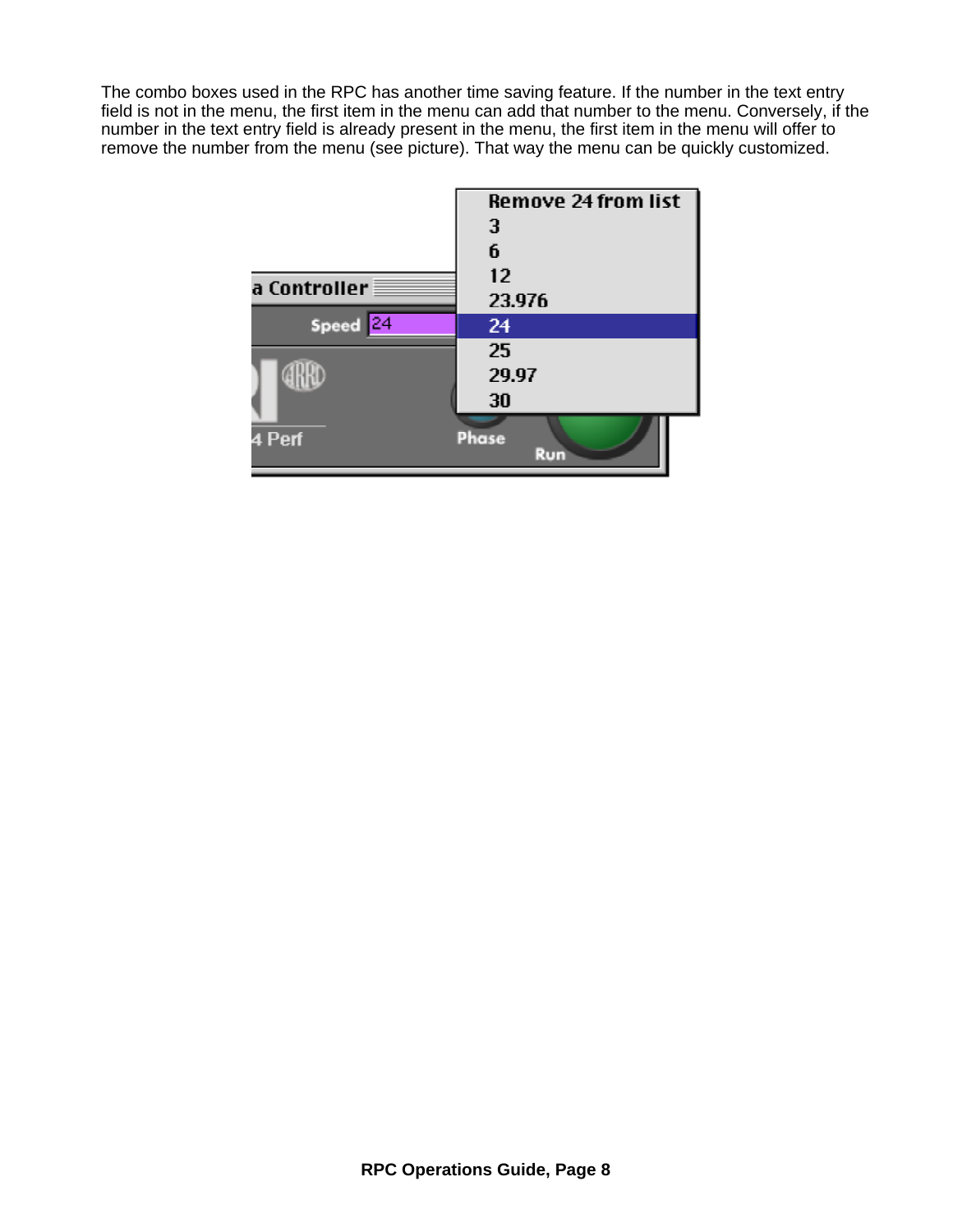The combo boxes used in the RPC has another time saving feature. If the number in the text entry field is not in the menu, the first item in the menu can add that number to the menu. Conversely, if the number in the text entry field is already present in the menu, the first item in the menu will offer to remove the number from the menu (see picture). That way the menu can be quickly customized.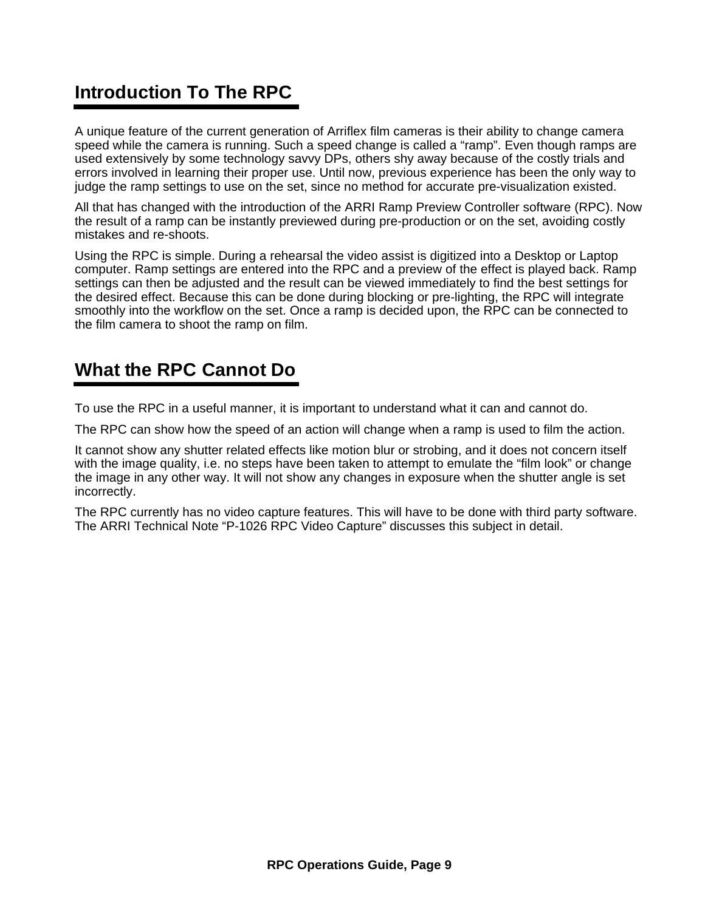## Introduction To The RPC

A unique feature of the current generation of Arriflex film cameras is their ability to change camera speed while the camera is running. Such a speed change is called a “ramp”. Even though ramps are used extensively by some technology savvy DPs, others shy away because of the costly trials and errors involved in learning their proper use. Until now, previous experience has been the only way to judge the ramp settings to use on the set, since no method for accurate pre-visualization existed.

All that has changed with the introduction of the ARRI Ramp Preview Controller software (RPC). Now the result of a ramp can be instantly previewed during pre-production or on the set, avoiding costly mistakes and re-shoots.

Using the RPC is simple. During a rehearsal the video assist is digitized into a Desktop or Laptop computer. Ramp settings are entered into the RPC and a preview of the effect is played back. Ramp settings can then be adjusted and the result can be viewed immediately to find the best settings for the desired effect. Because this can be done during blocking or pre-lighting, the RPC will integrate smoothly into the workflow on the set. Once a ramp is decided upon, the RPC can be connected to the film camera to shoot the ramp on film.

## What the RPC Cannot Do

To use the RPC in a useful manner, it is important to understand what it can and cannot do.

The RPC can show how the speed of an action will change when a ramp is used to film the action.

It cannot show any shutter related effects like motion blur or strobing, and it does not concern itself with the image quality, i.e. no steps have been taken to attempt to emulate the “film look” or change the image in any other way. It will not show any changes in exposure when the shutter angle is set incorrectly.

The RPC currently has no video capture features. This will have to be done with third party software. The ARRI Technical Note “P-1026 RPC Video Capture” discusses this subject in detail.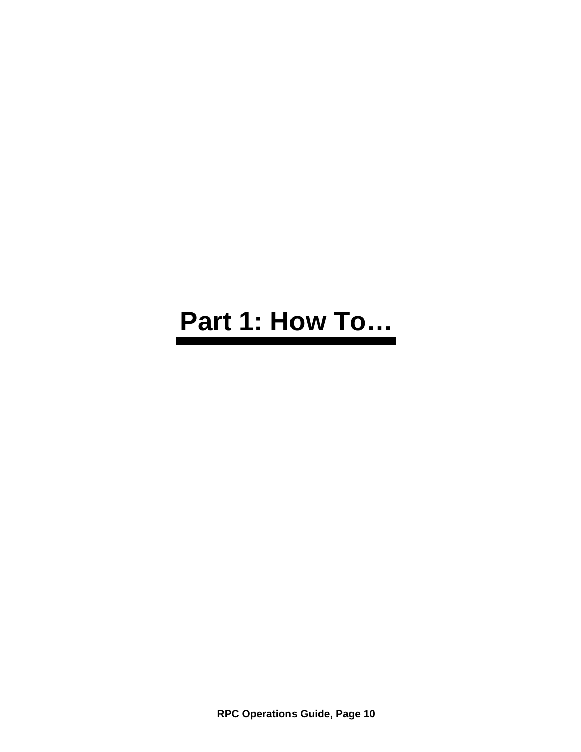# Part 1: How To…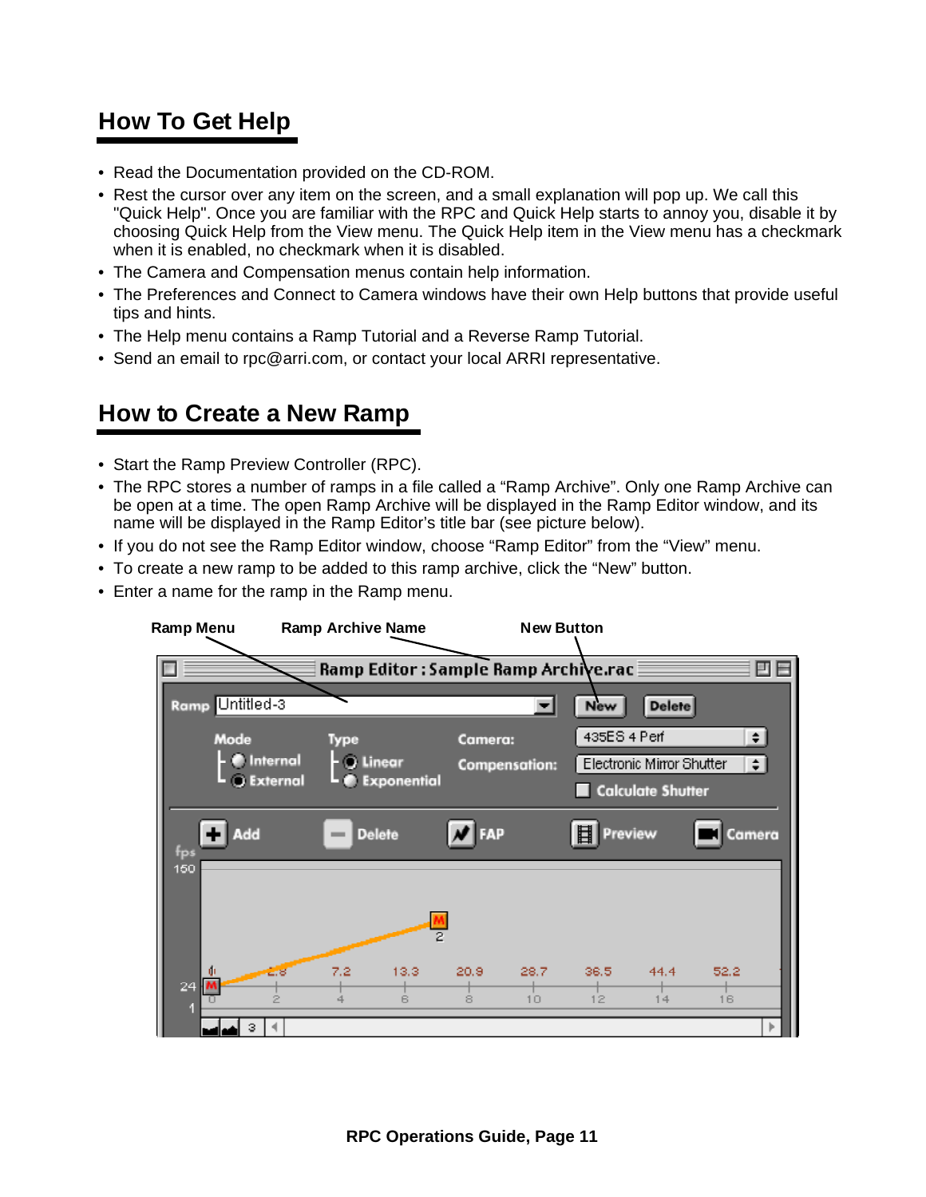## How To Get Help

- Read the Documentation provided on the CD-ROM.
- Rest the cursor over any item on the screen, and a small explanation will pop up. We call this "Quick Help". Once you are familiar with the RPC and Quick Help starts to annoy you, disable it by choosing Quick Help from the View menu. The Quick Help item in the View menu has a checkmark when it is enabled, no checkmark when it is disabled.
- The Camera and Compensation menus contain help information.
- The Preferences and Connect to Camera windows have their own Help buttons that provide useful tips and hints.
- The Help menu contains a Ramp Tutorial and a Reverse Ramp Tutorial.
- Send an email to rpc@arri.com, or contact your local ARRI representative.

## How to Create a New Ramp

- Start the Ramp Preview Controller (RPC).
- The RPC stores a number of ramps in a file called a "Ramp Archive". Only one Ramp Archive can be open at a time. The open Ramp Archive will be displayed in the Ramp Editor window, and its name will be displayed in the Ramp Editor's title bar (see picture below).
- If you do not see the Ramp Editor window, choose "Ramp Editor" from the "View" menu.
- To create a new ramp to be added to this ramp archive, click the "New" button.
- Enter a name for the ramp in the Ramp menu.

**Ramp Menu** **Ramp Archive Name** **New Button**

Ramp Editor : Sample Ramp Archive.rac

Ramp Untitled-3 New Delete

Mode Internal External Type Linear Exponential Camera: 435ES 4 Perf Compensation: Electronic Mirror Shutter Calculate Shutter

Add Delete FAP Preview Camera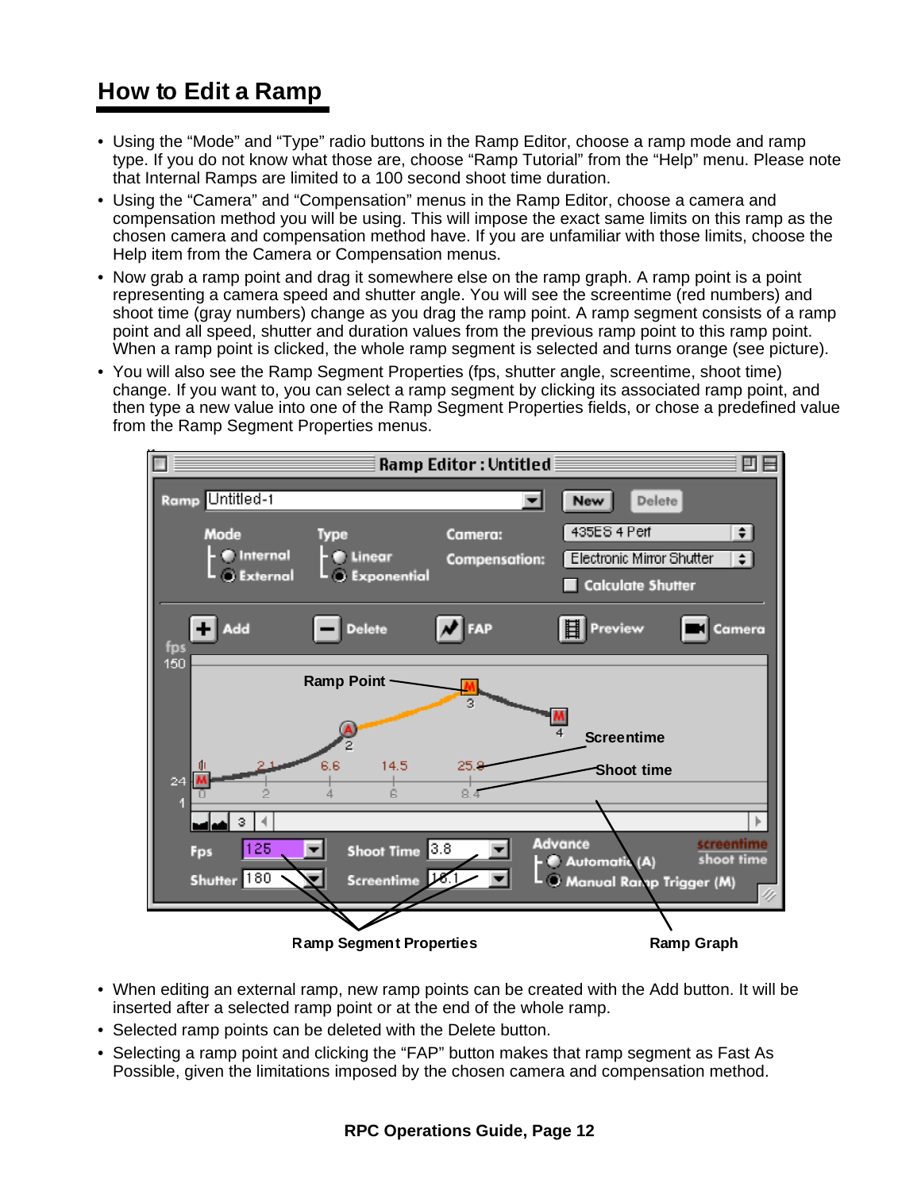## How to Edit a Ramp

- Using the “Mode” and “Type” radio buttons in the Ramp Editor, choose a ramp mode and ramp type. If you do not know what those are, choose “Ramp Tutorial” from the “Help” menu. Please note that Internal Ramps are limited to a 100 second shoot time duration.
- Using the “Camera” and “Compensation” menus in the Ramp Editor, choose a camera and compensation method you will be using. This will impose the exact same limits on this ramp as the chosen camera and compensation method have. If you are unfamiliar with those limits, choose the Help item from the Camera or Compensation menus.
- Now grab a ramp point and drag it somewhere else on the ramp graph. A ramp point is a point representing a camera speed and shutter angle. You will see the screentime (red numbers) and shoot time (gray numbers) change as you drag the ramp point. A ramp segment consists of a ramp point and all speed, shutter and duration values from the previous ramp point to this ramp point. When a ramp point is clicked, the whole ramp segment is selected and turns orange (see picture).
- You will also see the Ramp Segment Properties (fps, shutter angle, screentime, shoot time) change. If you want to, you can select a ramp segment by clicking its associated ramp point, and then type a new value into one of the Ramp Segment Properties fields, or chose a predefined value from the Ramp Segment Properties menus.

Ramp Segment Properties　　Ramp Graph

- When editing an external ramp, new ramp points can be created with the Add button. It will be inserted after a selected ramp point or at the end of the whole ramp.
- Selected ramp points can be deleted with the Delete button.
- Selecting a ramp point and clicking the “FAP” button makes that ramp segment as Fast As Possible, given the limitations imposed by the chosen camera and compensation method.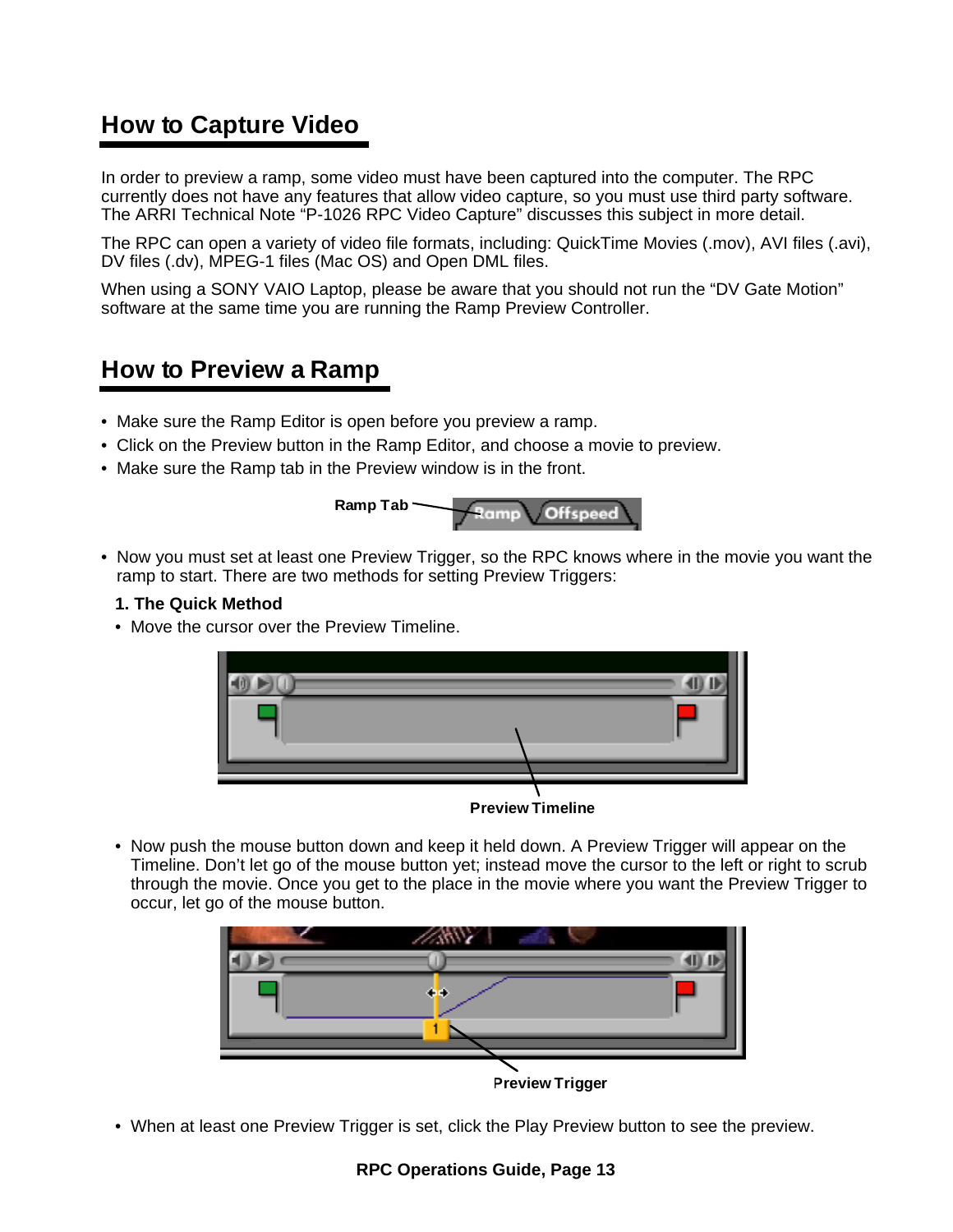## How to Capture Video

In order to preview a ramp, some video must have been captured into the computer. The RPC currently does not have any features that allow video capture, so you must use third party software. The ARRI Technical Note “P-1026 RPC Video Capture” discusses this subject in more detail.

The RPC can open a variety of video file formats, including: QuickTime Movies (.mov), AVI files (.avi), DV files (.dv), MPEG-1 files (Mac OS) and Open DML files.

When using a SONY VAIO Laptop, please be aware that you should not run the “DV Gate Motion” software at the same time you are running the Ramp Preview Controller.

## How to Preview a Ramp

- Make sure the Ramp Editor is open before you preview a ramp.
- Click on the Preview button in the Ramp Editor, and choose a movie to preview.
- Make sure the Ramp tab in the Preview window is in the front.

Ramp Tab

- Now you must set at least one Preview Trigger, so the RPC knows where in the movie you want the ramp to start. There are two methods for setting Preview Triggers:

**1. The Quick Method**

- Move the cursor over the Preview Timeline.

Preview Timeline

- Now push the mouse button down and keep it held down. A Preview Trigger will appear on the Timeline. Don’t let go of the mouse button yet; instead move the cursor to the left or right to scrub through the movie. Once you get to the place in the movie where you want the Preview Trigger to occur, let go of the mouse button.

Preview Trigger

- When at least one Preview Trigger is set, click the Play Preview button to see the preview.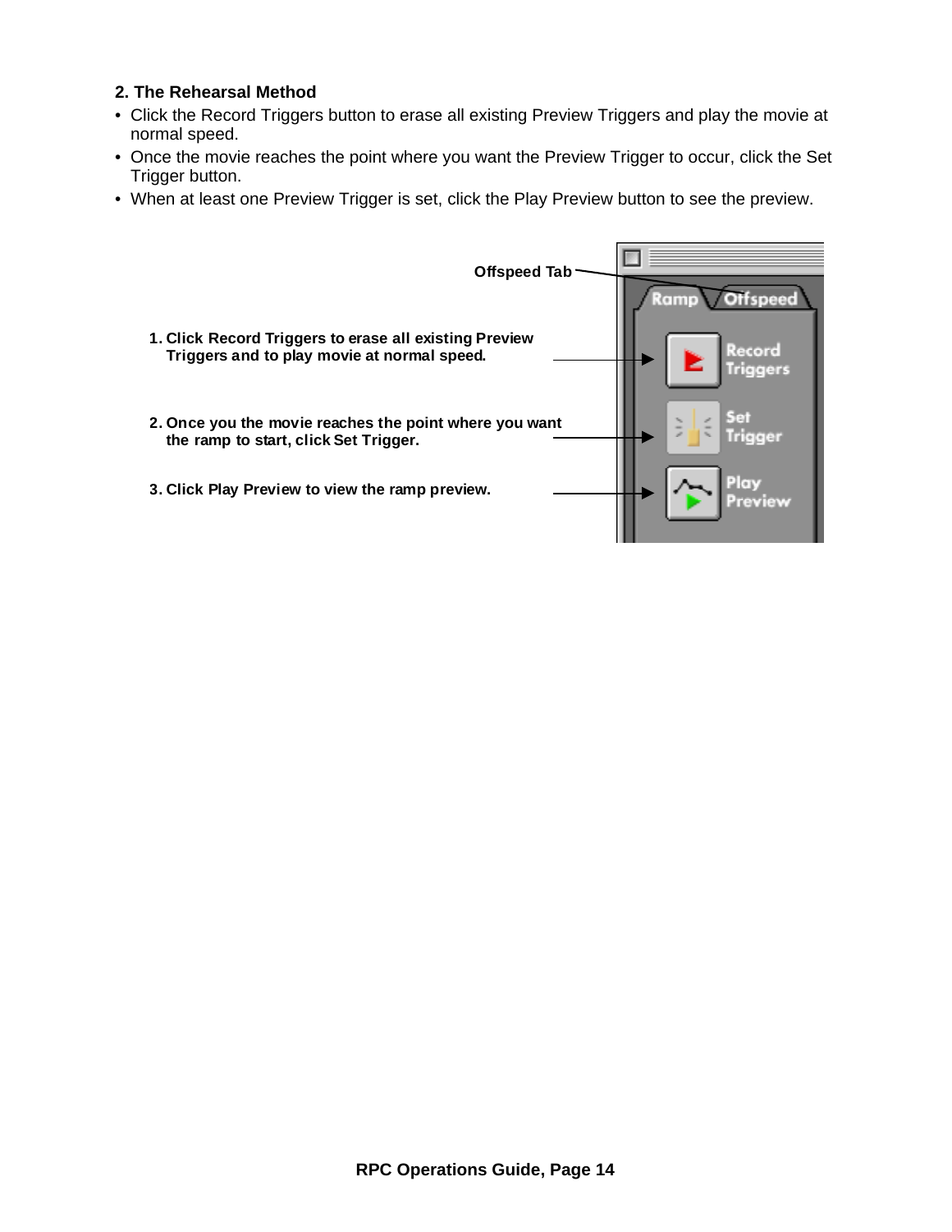## 2. The Rehearsal Method

- Click the Record Triggers button to erase all existing Preview Triggers and play the movie at normal speed.
- Once the movie reaches the point where you want the Preview Trigger to occur, click the Set Trigger button.
- When at least one Preview Trigger is set, click the Play Preview button to see the preview.

Offspeed Tab

1. Click Record Triggers to erase all existing Preview Triggers and to play movie at normal speed.

2. Once you the movie reaches the point where you want the ramp to start, click Set Trigger.

3. Click Play Preview to view the ramp preview.

Ramp Offspeed

Record Triggers

Set Trigger

Play Preview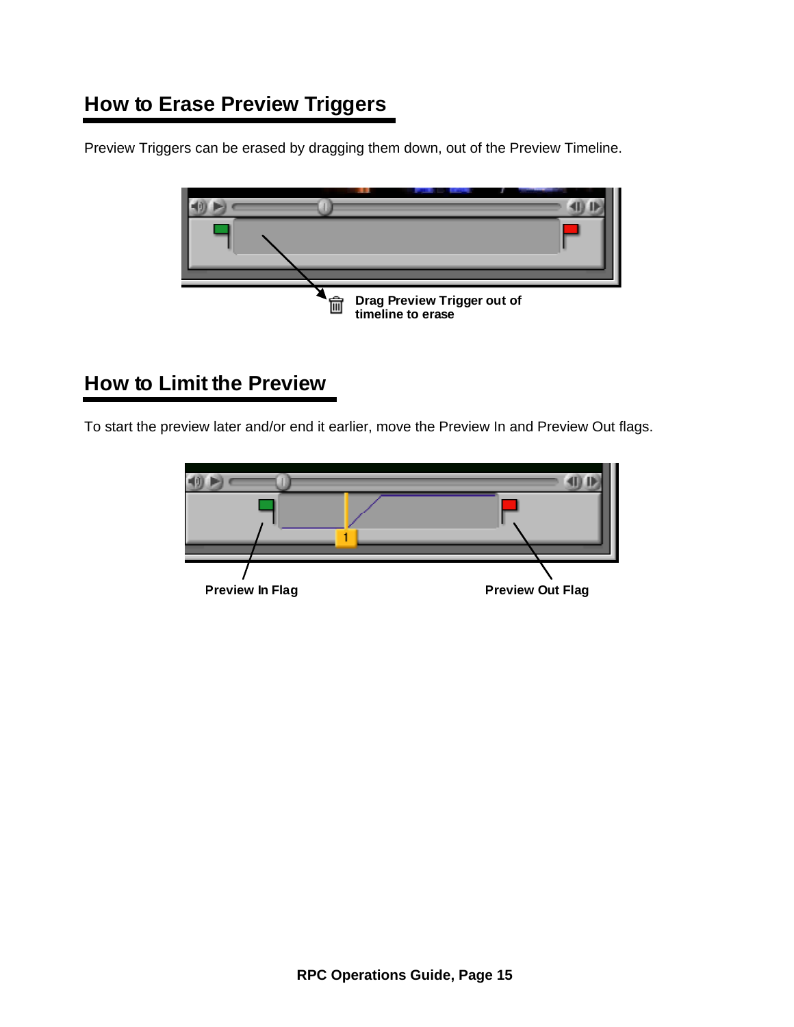## How to Erase Preview Triggers

Preview Triggers can be erased by dragging them down, out of the Preview Timeline.

**Drag Preview Trigger out of timeline to erase**

## How to Limit the Preview

To start the preview later and/or end it earlier, move the Preview In and Preview Out flags.

**Preview In Flag** **Preview Out Flag**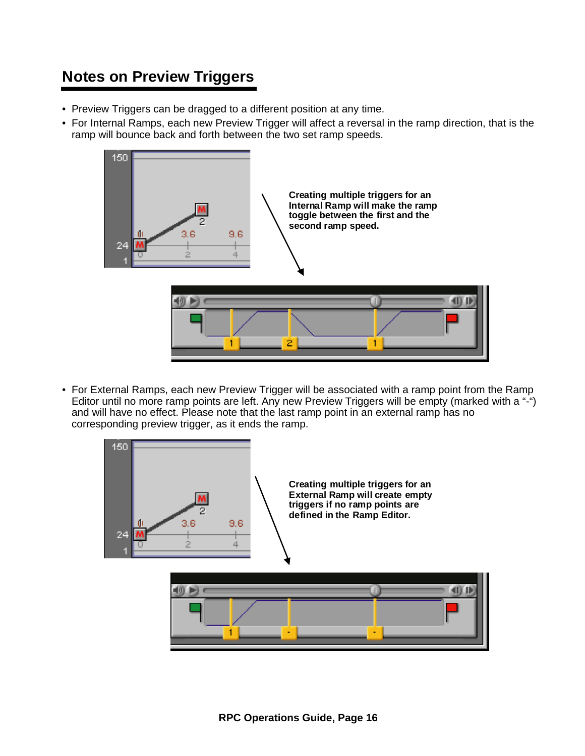## Notes on Preview Triggers

- Preview Triggers can be dragged to a different position at any time.
- For Internal Ramps, each new Preview Trigger will affect a reversal in the ramp direction, that is the ramp will bounce back and forth between the two set ramp speeds.

**Creating multiple triggers for an Internal Ramp will make the ramp toggle between the first and the second ramp speed.**

- For External Ramps, each new Preview Trigger will be associated with a ramp point from the Ramp Editor until no more ramp points are left. Any new Preview Triggers will be empty (marked with a "-") and will have no effect. Please note that the last ramp point in an external ramp has no corresponding preview trigger, as it ends the ramp.

**Creating multiple triggers for an External Ramp will create empty triggers if no ramp points are defined in the Ramp Editor.**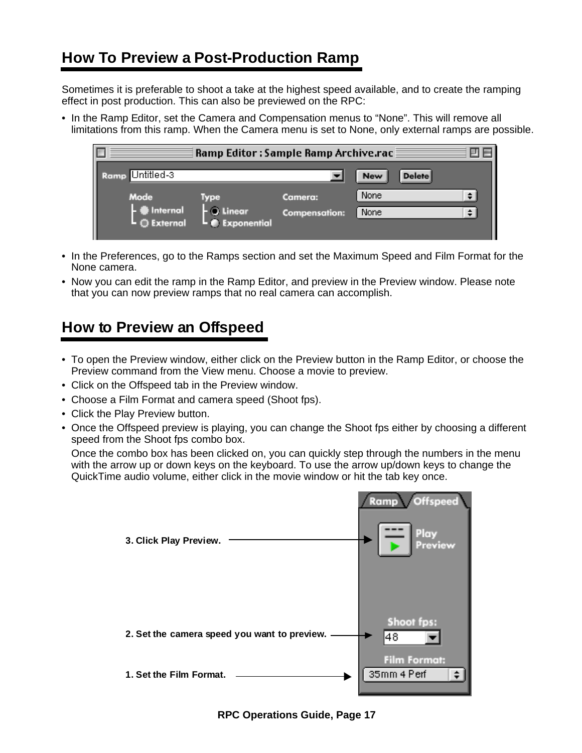## How To Preview a Post-Production Ramp

Sometimes it is preferable to shoot a take at the highest speed available, and to create the ramping effect in post production. This can also be previewed on the RPC:

- In the Ramp Editor, set the Camera and Compensation menus to “None”. This will remove all limitations from this ramp. When the Camera menu is set to None, only external ramps are possible.
- In the Preferences, go to the Ramps section and set the Maximum Speed and Film Format for the None camera.
- Now you can edit the ramp in the Ramp Editor, and preview in the Preview window. Please note that you can now preview ramps that no real camera can accomplish.

## How to Preview an Offspeed

- To open the Preview window, either click on the Preview button in the Ramp Editor, or choose the Preview command from the View menu. Choose a movie to preview.
- Click on the Offspeed tab in the Preview window.
- Choose a Film Format and camera speed (Shoot fps).
- Click the Play Preview button.
- Once the Offspeed preview is playing, you can change the Shoot fps either by choosing a different speed from the Shoot fps combo box.

  Once the combo box has been clicked on, you can quickly step through the numbers in the menu with the arrow up or down keys on the keyboard. To use the arrow up/down keys to change the QuickTime audio volume, either click in the movie window or hit the tab key once.

**3. Click Play Preview.**

**2. Set the camera speed you want to preview.**

**1. Set the Film Format.**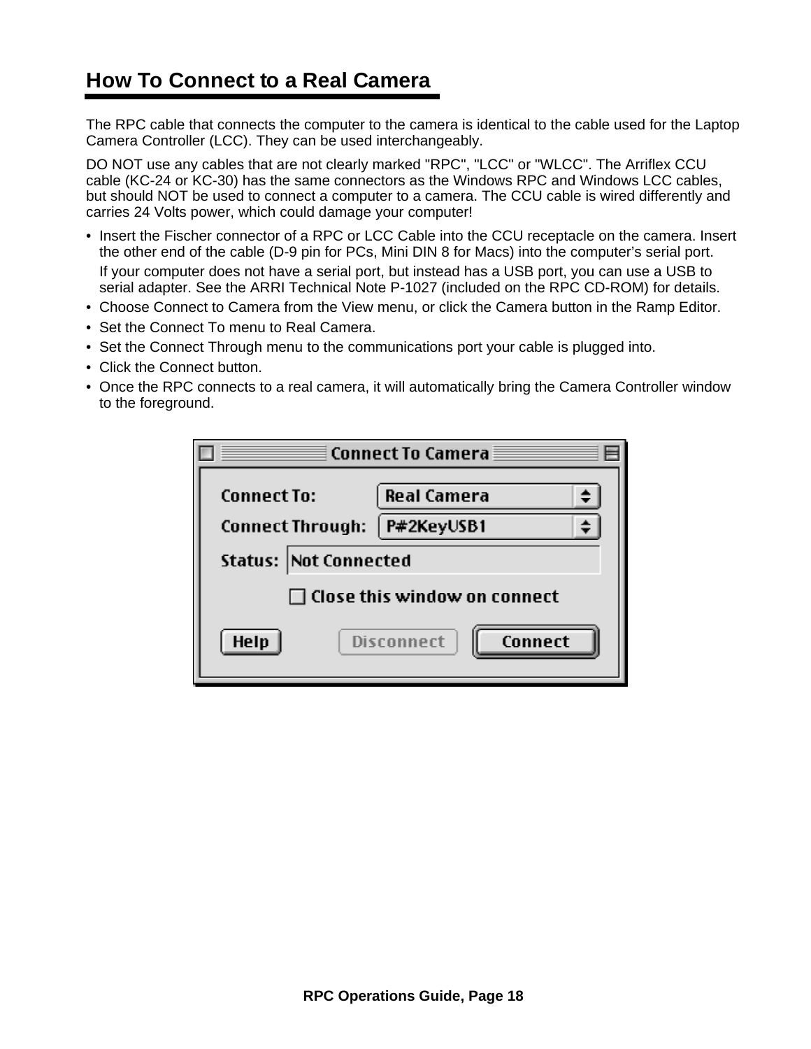# How To Connect to a Real Camera

The RPC cable that connects the computer to the camera is identical to the cable used for the Laptop Camera Controller (LCC). They can be used interchangeably.

DO NOT use any cables that are not clearly marked "RPC", "LCC" or "WLCC". The Arriflex CCU cable (KC-24 or KC-30) has the same connectors as the Windows RPC and Windows LCC cables, but should NOT be used to connect a computer to a camera. The CCU cable is wired differently and carries 24 Volts power, which could damage your computer!

- Insert the Fischer connector of a RPC or LCC Cable into the CCU receptacle on the camera. Insert the other end of the cable (D-9 pin for PCs, Mini DIN 8 for Macs) into the computer's serial port.

  If your computer does not have a serial port, but instead has a USB port, you can use a USB to serial adapter. See the ARRI Technical Note P-1027 (included on the RPC CD-ROM) for details.
- Choose Connect to Camera from the View menu, or click the Camera button in the Ramp Editor.
- Set the Connect To menu to Real Camera.
- Set the Connect Through menu to the communications port your cable is plugged into.
- Click the Connect button.
- Once the RPC connects to a real camera, it will automatically bring the Camera Controller window to the foreground.

**Connect To Camera**

Connect To: Real Camera

Connect Through: P#2KeyUSB1

Status: Not Connected

☐ Close this window on connect

Help | Disconnect | Connect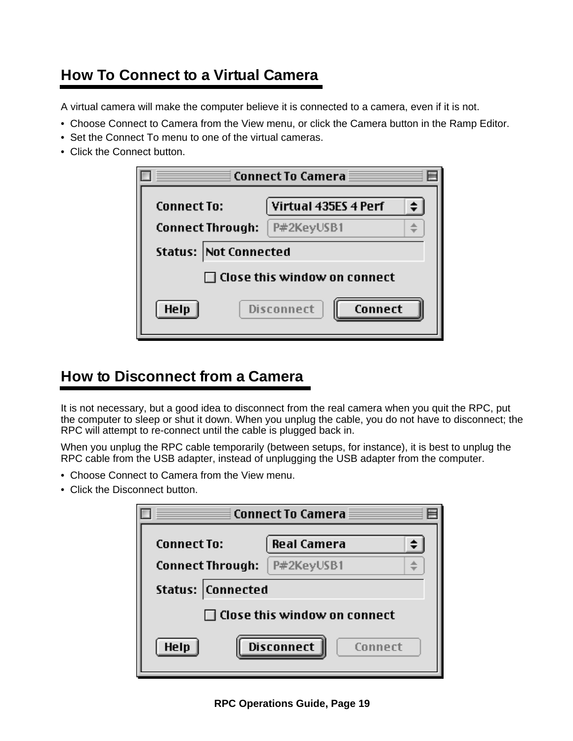## How To Connect to a Virtual Camera

A virtual camera will make the computer believe it is connected to a camera, even if it is not.

- Choose Connect to Camera from the View menu, or click the Camera button in the Ramp Editor.
- Set the Connect To menu to one of the virtual cameras.
- Click the Connect button.

## How to Disconnect from a Camera

It is not necessary, but a good idea to disconnect from the real camera when you quit the RPC, put the computer to sleep or shut it down. When you unplug the cable, you do not have to disconnect; the RPC will attempt to re-connect until the cable is plugged back in.

When you unplug the RPC cable temporarily (between setups, for instance), it is best to unplug the RPC cable from the USB adapter, instead of unplugging the USB adapter from the computer.

- Choose Connect to Camera from the View menu.
- Click the Disconnect button.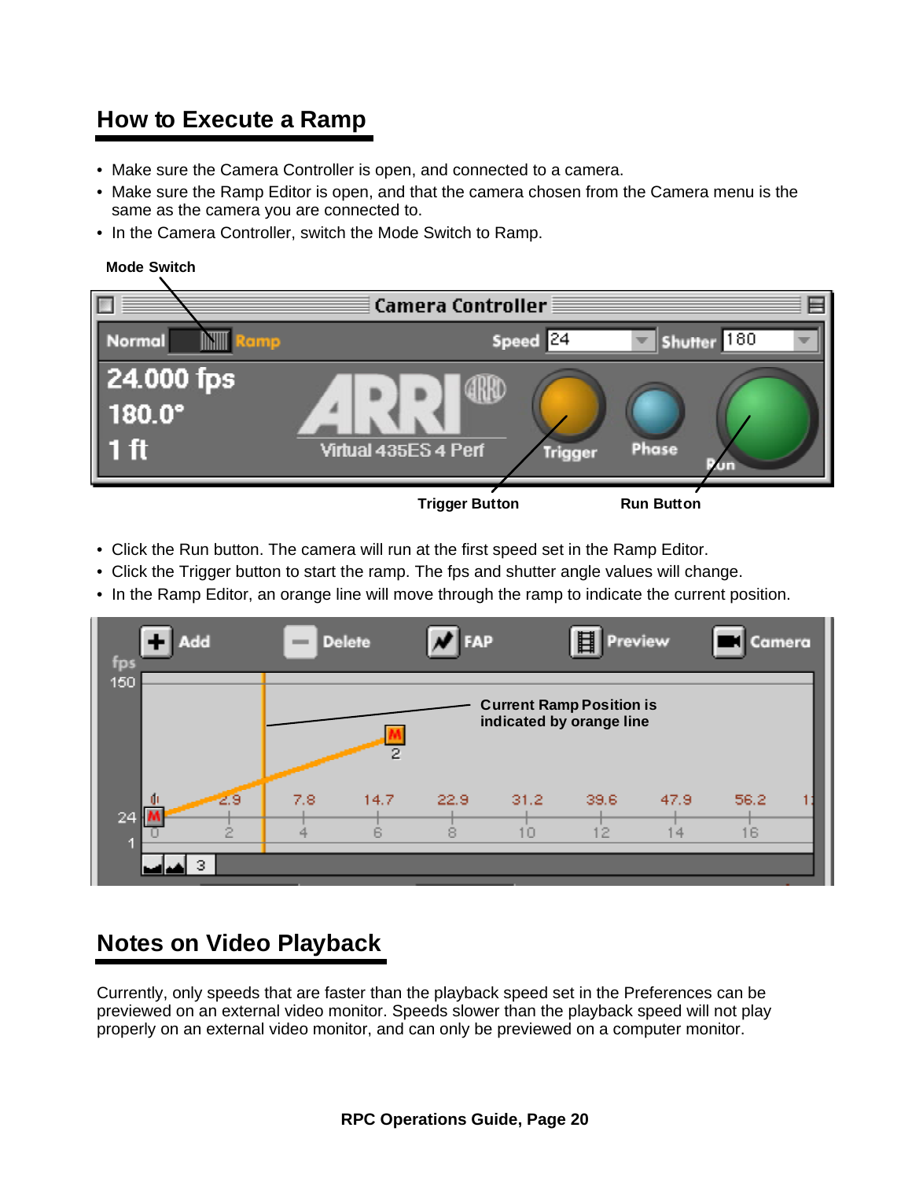## How to Execute a Ramp

- Make sure the Camera Controller is open, and connected to a camera.
- Make sure the Ramp Editor is open, and that the camera chosen from the Camera menu is the same as the camera you are connected to.
- In the Camera Controller, switch the Mode Switch to Ramp.

**Mode Switch**

**Trigger Button** **Run Button**

- Click the Run button. The camera will run at the first speed set in the Ramp Editor.
- Click the Trigger button to start the ramp. The fps and shutter angle values will change.
- In the Ramp Editor, an orange line will move through the ramp to indicate the current position.

**Current Ramp Position is indicated by orange line**

## Notes on Video Playback

Currently, only speeds that are faster than the playback speed set in the Preferences can be previewed on an external video monitor. Speeds slower than the playback speed will not play properly on an external video monitor, and can only be previewed on a computer monitor.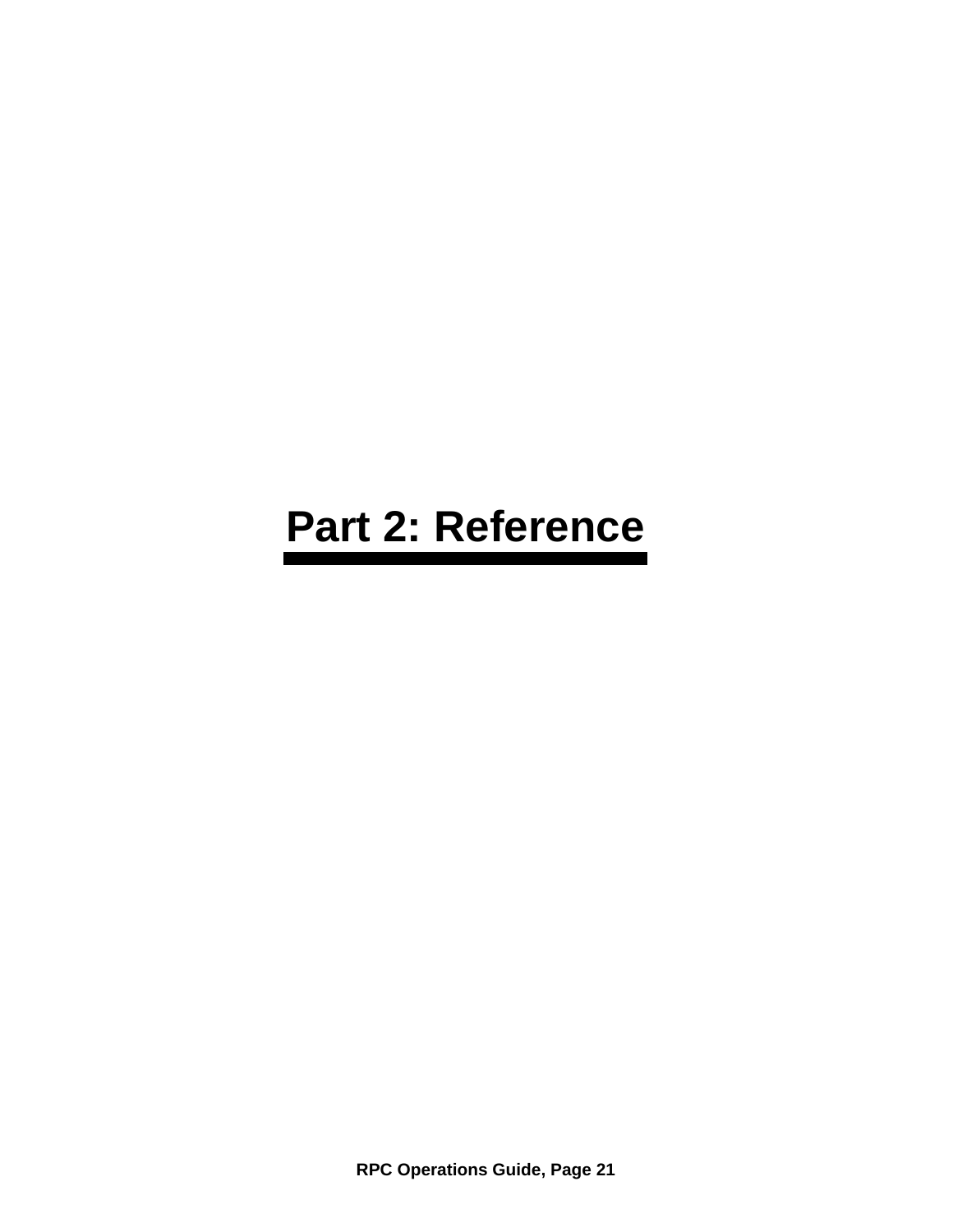# Part 2: Reference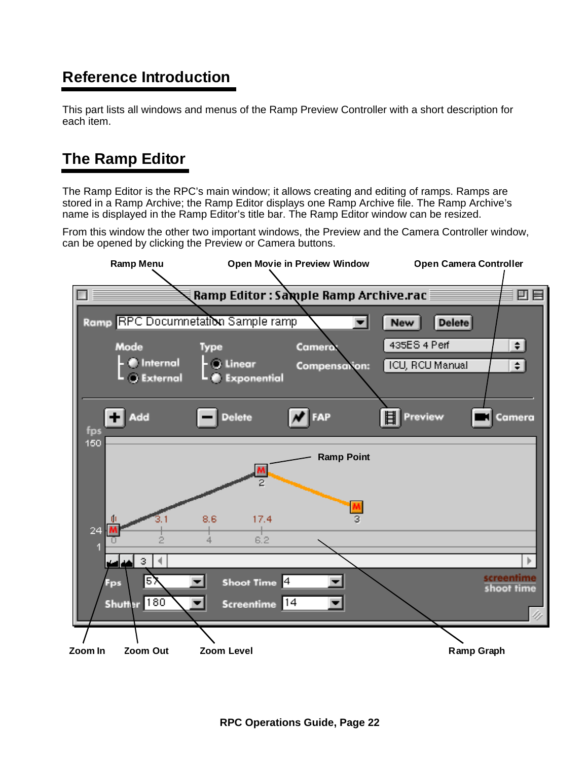# Reference Introduction

This part lists all windows and menus of the Ramp Preview Controller with a short description for each item.

# The Ramp Editor

The Ramp Editor is the RPC's main window; it allows creating and editing of ramps. Ramps are stored in a Ramp Archive; the Ramp Editor displays one Ramp Archive file. The Ramp Archive's name is displayed in the Ramp Editor's title bar. The Ramp Editor window can be resized.

From this window the other two important windows, the Preview and the Camera Controller window, can be opened by clicking the Preview or Camera buttons.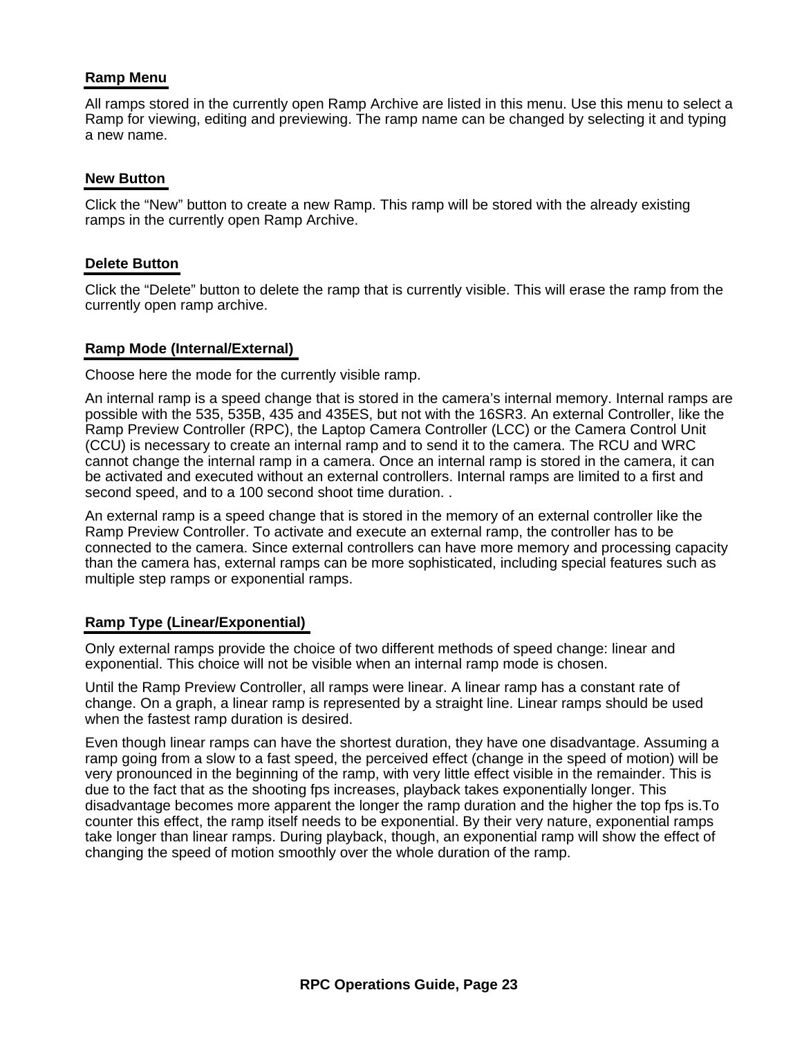### Ramp Menu

All ramps stored in the currently open Ramp Archive are listed in this menu. Use this menu to select a Ramp for viewing, editing and previewing. The ramp name can be changed by selecting it and typing a new name.

### New Button

Click the “New” button to create a new Ramp. This ramp will be stored with the already existing ramps in the currently open Ramp Archive.

### Delete Button

Click the “Delete” button to delete the ramp that is currently visible. This will erase the ramp from the currently open ramp archive.

### Ramp Mode (Internal/External)

Choose here the mode for the currently visible ramp.

An internal ramp is a speed change that is stored in the camera’s internal memory. Internal ramps are possible with the 535, 535B, 435 and 435ES, but not with the 16SR3. An external Controller, like the Ramp Preview Controller (RPC), the Laptop Camera Controller (LCC) or the Camera Control Unit (CCU) is necessary to create an internal ramp and to send it to the camera. The RCU and WRC cannot change the internal ramp in a camera. Once an internal ramp is stored in the camera, it can be activated and executed without an external controllers. Internal ramps are limited to a first and second speed, and to a 100 second shoot time duration. .

An external ramp is a speed change that is stored in the memory of an external controller like the Ramp Preview Controller. To activate and execute an external ramp, the controller has to be connected to the camera. Since external controllers can have more memory and processing capacity than the camera has, external ramps can be more sophisticated, including special features such as multiple step ramps or exponential ramps.

### Ramp Type (Linear/Exponential)

Only external ramps provide the choice of two different methods of speed change: linear and exponential. This choice will not be visible when an internal ramp mode is chosen.

Until the Ramp Preview Controller, all ramps were linear. A linear ramp has a constant rate of change. On a graph, a linear ramp is represented by a straight line. Linear ramps should be used when the fastest ramp duration is desired.

Even though linear ramps can have the shortest duration, they have one disadvantage. Assuming a ramp going from a slow to a fast speed, the perceived effect (change in the speed of motion) will be very pronounced in the beginning of the ramp, with very little effect visible in the remainder. This is due to the fact that as the shooting fps increases, playback takes exponentially longer. This disadvantage becomes more apparent the longer the ramp duration and the higher the top fps is.To counter this effect, the ramp itself needs to be exponential. By their very nature, exponential ramps take longer than linear ramps. During playback, though, an exponential ramp will show the effect of changing the speed of motion smoothly over the whole duration of the ramp.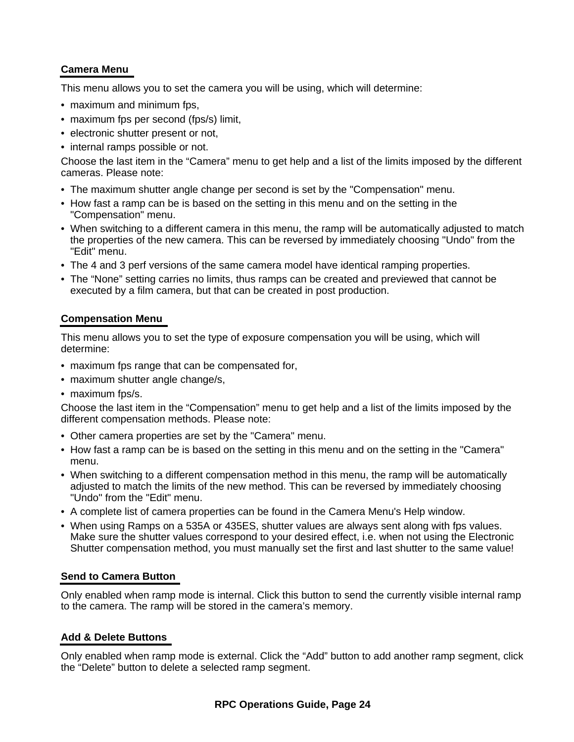## Camera Menu

This menu allows you to set the camera you will be using, which will determine:

- maximum and minimum fps,
- maximum fps per second (fps/s) limit,
- electronic shutter present or not,
- internal ramps possible or not.

Choose the last item in the “Camera” menu to get help and a list of the limits imposed by the different cameras. Please note:

- The maximum shutter angle change per second is set by the "Compensation" menu.
- How fast a ramp can be is based on the setting in this menu and on the setting in the "Compensation" menu.
- When switching to a different camera in this menu, the ramp will be automatically adjusted to match the properties of the new camera. This can be reversed by immediately choosing "Undo" from the "Edit" menu.
- The 4 and 3 perf versions of the same camera model have identical ramping properties.
- The “None” setting carries no limits, thus ramps can be created and previewed that cannot be executed by a film camera, but that can be created in post production.

## Compensation Menu

This menu allows you to set the type of exposure compensation you will be using, which will determine:

- maximum fps range that can be compensated for,
- maximum shutter angle change/s,
- maximum fps/s.

Choose the last item in the “Compensation” menu to get help and a list of the limits imposed by the different compensation methods. Please note:

- Other camera properties are set by the "Camera" menu.
- How fast a ramp can be is based on the setting in this menu and on the setting in the "Camera" menu.
- When switching to a different compensation method in this menu, the ramp will be automatically adjusted to match the limits of the new method. This can be reversed by immediately choosing "Undo" from the "Edit" menu.
- A complete list of camera properties can be found in the Camera Menu's Help window.
- When using Ramps on a 535A or 435ES, shutter values are always sent along with fps values. Make sure the shutter values correspond to your desired effect, i.e. when not using the Electronic Shutter compensation method, you must manually set the first and last shutter to the same value!

## Send to Camera Button

Only enabled when ramp mode is internal. Click this button to send the currently visible internal ramp to the camera. The ramp will be stored in the camera’s memory.

## Add & Delete Buttons

Only enabled when ramp mode is external. Click the “Add” button to add another ramp segment, click the “Delete” button to delete a selected ramp segment.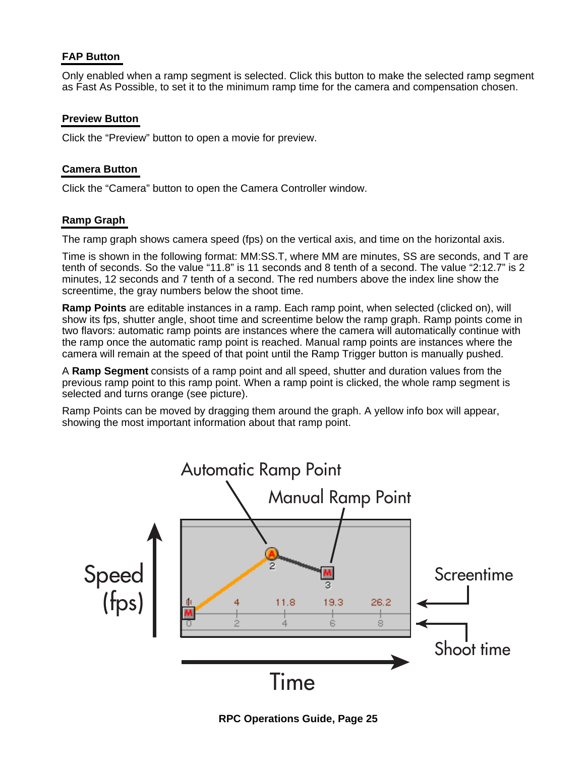## FAP Button

Only enabled when a ramp segment is selected. Click this button to make the selected ramp segment as Fast As Possible, to set it to the minimum ramp time for the camera and compensation chosen.

## Preview Button

Click the “Preview” button to open a movie for preview.

## Camera Button

Click the “Camera” button to open the Camera Controller window.

## Ramp Graph

The ramp graph shows camera speed (fps) on the vertical axis, and time on the horizontal axis.

Time is shown in the following format: MM:SS.T, where MM are minutes, SS are seconds, and T are tenth of seconds. So the value “11.8” is 11 seconds and 8 tenth of a second. The value “2:12.7” is 2 minutes, 12 seconds and 7 tenth of a second. The red numbers above the index line show the screentime, the gray numbers below the shoot time.

**Ramp Points** are editable instances in a ramp. Each ramp point, when selected (clicked on), will show its fps, shutter angle, shoot time and screentime below the ramp graph. Ramp points come in two flavors: automatic ramp points are instances where the camera will automatically continue with the ramp once the automatic ramp point is reached. Manual ramp points are instances where the camera will remain at the speed of that point until the Ramp Trigger button is manually pushed.

A **Ramp Segment** consists of a ramp point and all speed, shutter and duration values from the previous ramp point to this ramp point. When a ramp point is clicked, the whole ramp segment is selected and turns orange (see picture).

Ramp Points can be moved by dragging them around the graph. A yellow info box will appear, showing the most important information about that ramp point.

Automatic Ramp Point

Manual Ramp Point

Speed (fps)

Screentime

Shoot time

Time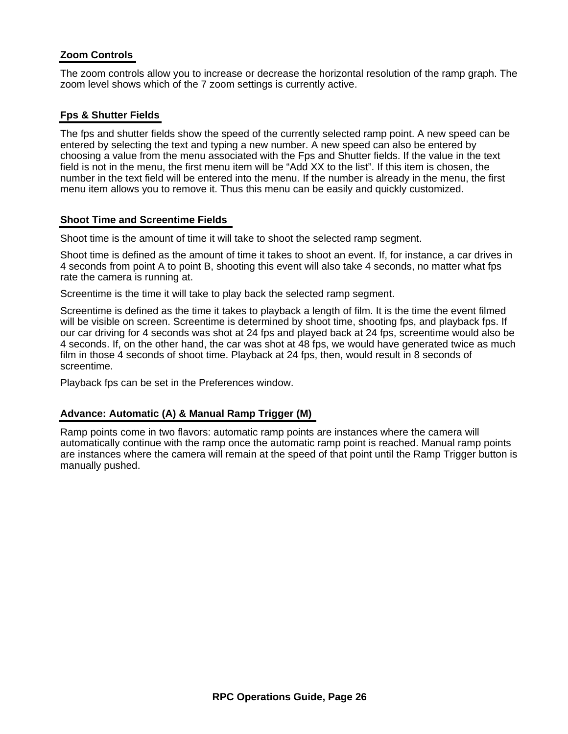## Zoom Controls

The zoom controls allow you to increase or decrease the horizontal resolution of the ramp graph. The zoom level shows which of the 7 zoom settings is currently active.

## Fps & Shutter Fields

The fps and shutter fields show the speed of the currently selected ramp point. A new speed can be entered by selecting the text and typing a new number. A new speed can also be entered by choosing a value from the menu associated with the Fps and Shutter fields. If the value in the text field is not in the menu, the first menu item will be "Add XX to the list". If this item is chosen, the number in the text field will be entered into the menu. If the number is already in the menu, the first menu item allows you to remove it. Thus this menu can be easily and quickly customized.

## Shoot Time and Screentime Fields

Shoot time is the amount of time it will take to shoot the selected ramp segment.

Shoot time is defined as the amount of time it takes to shoot an event. If, for instance, a car drives in 4 seconds from point A to point B, shooting this event will also take 4 seconds, no matter what fps rate the camera is running at.

Screentime is the time it will take to play back the selected ramp segment.

Screentime is defined as the time it takes to playback a length of film. It is the time the event filmed will be visible on screen. Screentime is determined by shoot time, shooting fps, and playback fps. If our car driving for 4 seconds was shot at 24 fps and played back at 24 fps, screentime would also be 4 seconds. If, on the other hand, the car was shot at 48 fps, we would have generated twice as much film in those 4 seconds of shoot time. Playback at 24 fps, then, would result in 8 seconds of screentime.

Playback fps can be set in the Preferences window.

## Advance: Automatic (A) & Manual Ramp Trigger (M)

Ramp points come in two flavors: automatic ramp points are instances where the camera will automatically continue with the ramp once the automatic ramp point is reached. Manual ramp points are instances where the camera will remain at the speed of that point until the Ramp Trigger button is manually pushed.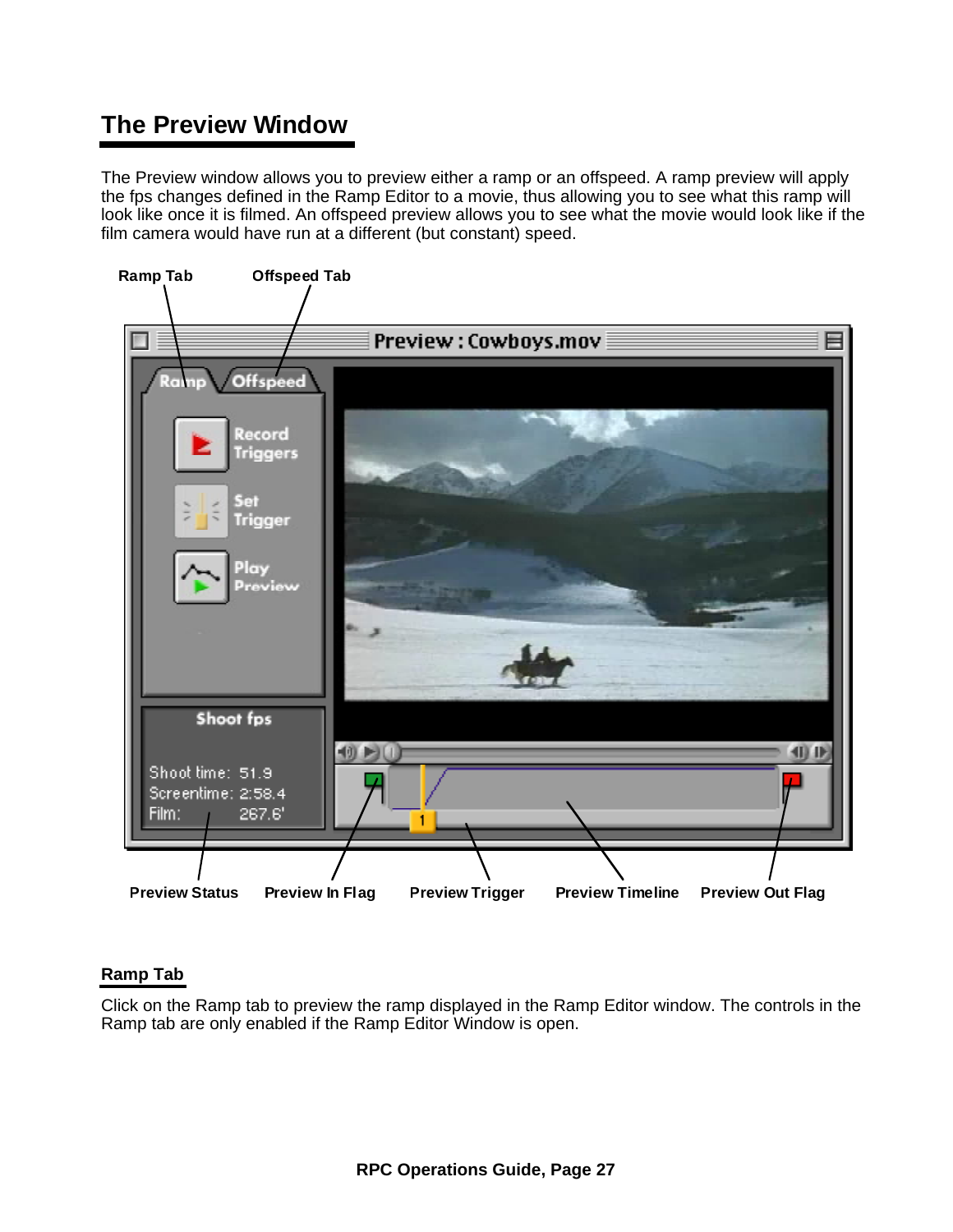## The Preview Window

The Preview window allows you to preview either a ramp or an offspeed. A ramp preview will apply the fps changes defined in the Ramp Editor to a movie, thus allowing you to see what this ramp will look like once it is filmed. An offspeed preview allows you to see what the movie would look like if the film camera would have run at a different (but constant) speed.

Ramp Tab Offspeed Tab

Preview Status Preview In Flag Preview Trigger Preview Timeline Preview Out Flag

### Ramp Tab

Click on the Ramp tab to preview the ramp displayed in the Ramp Editor window. The controls in the Ramp tab are only enabled if the Ramp Editor Window is open.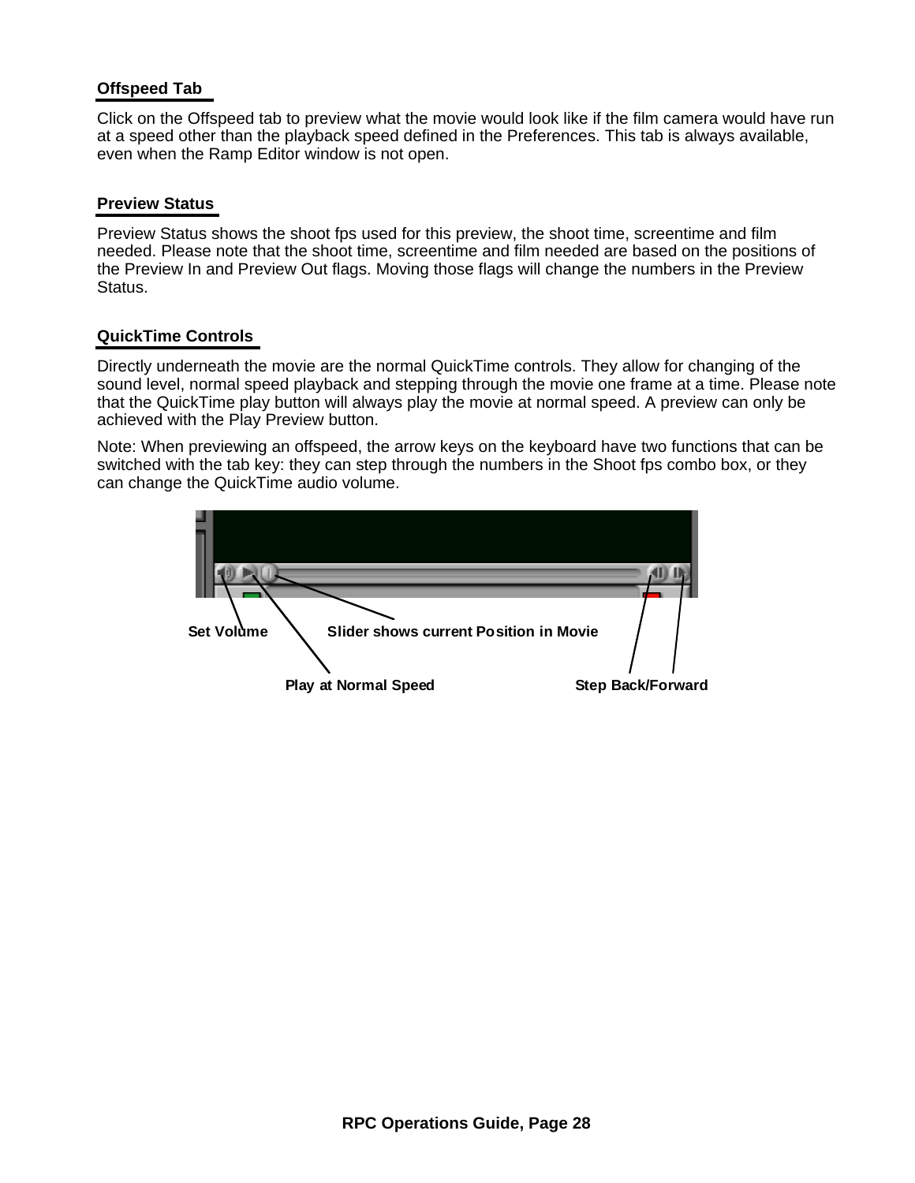### Offspeed Tab

Click on the Offspeed tab to preview what the movie would look like if the film camera would have run at a speed other than the playback speed defined in the Preferences. This tab is always available, even when the Ramp Editor window is not open.

### Preview Status

Preview Status shows the shoot fps used for this preview, the shoot time, screentime and film needed. Please note that the shoot time, screentime and film needed are based on the positions of the Preview In and Preview Out flags. Moving those flags will change the numbers in the Preview Status.

### QuickTime Controls

Directly underneath the movie are the normal QuickTime controls. They allow for changing of the sound level, normal speed playback and stepping through the movie one frame at a time. Please note that the QuickTime play button will always play the movie at normal speed. A preview can only be achieved with the Play Preview button.

Note: When previewing an offspeed, the arrow keys on the keyboard have two functions that can be switched with the tab key: they can step through the numbers in the Shoot fps combo box, or they can change the QuickTime audio volume.

Set Volume | Slider shows current Position in Movie | Play at Normal Speed | Step Back/Forward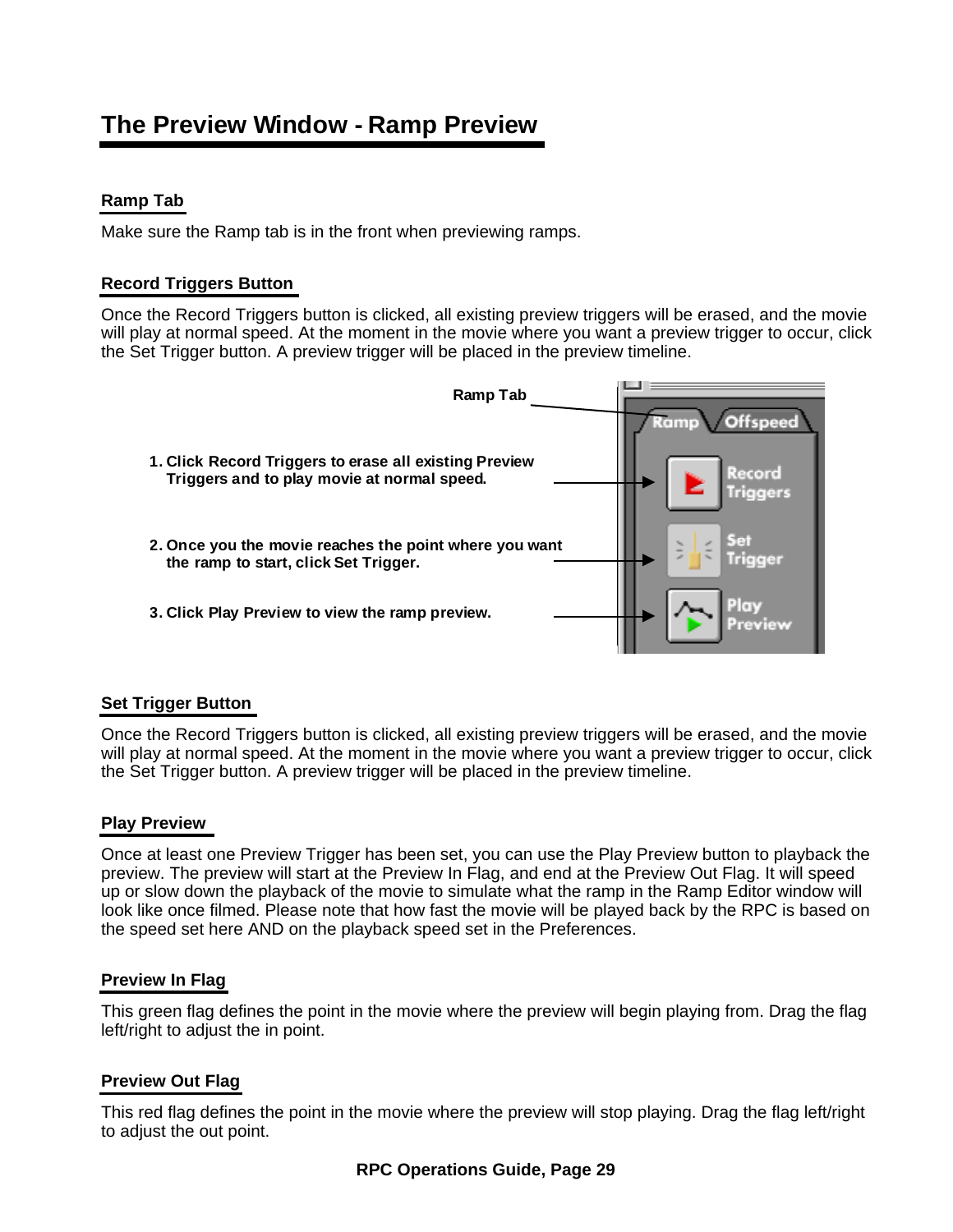# The Preview Window - Ramp Preview

### Ramp Tab

Make sure the Ramp tab is in the front when previewing ramps.

### Record Triggers Button

Once the Record Triggers button is clicked, all existing preview triggers will be erased, and the movie will play at normal speed. At the moment in the movie where you want a preview trigger to occur, click the Set Trigger button. A preview trigger will be placed in the preview timeline.

**Ramp Tab**

1. **Click Record Triggers to erase all existing Preview Triggers and to play movie at normal speed.**
2. **Once you the movie reaches the point where you want the ramp to start, click Set Trigger.**
3. **Click Play Preview to view the ramp preview.**

### Set Trigger Button

Once the Record Triggers button is clicked, all existing preview triggers will be erased, and the movie will play at normal speed. At the moment in the movie where you want a preview trigger to occur, click the Set Trigger button. A preview trigger will be placed in the preview timeline.

### Play Preview

Once at least one Preview Trigger has been set, you can use the Play Preview button to playback the preview. The preview will start at the Preview In Flag, and end at the Preview Out Flag. It will speed up or slow down the playback of the movie to simulate what the ramp in the Ramp Editor window will look like once filmed. Please note that how fast the movie will be played back by the RPC is based on the speed set here AND on the playback speed set in the Preferences.

### Preview In Flag

This green flag defines the point in the movie where the preview will begin playing from. Drag the flag left/right to adjust the in point.

### Preview Out Flag

This red flag defines the point in the movie where the preview will stop playing. Drag the flag left/right to adjust the out point.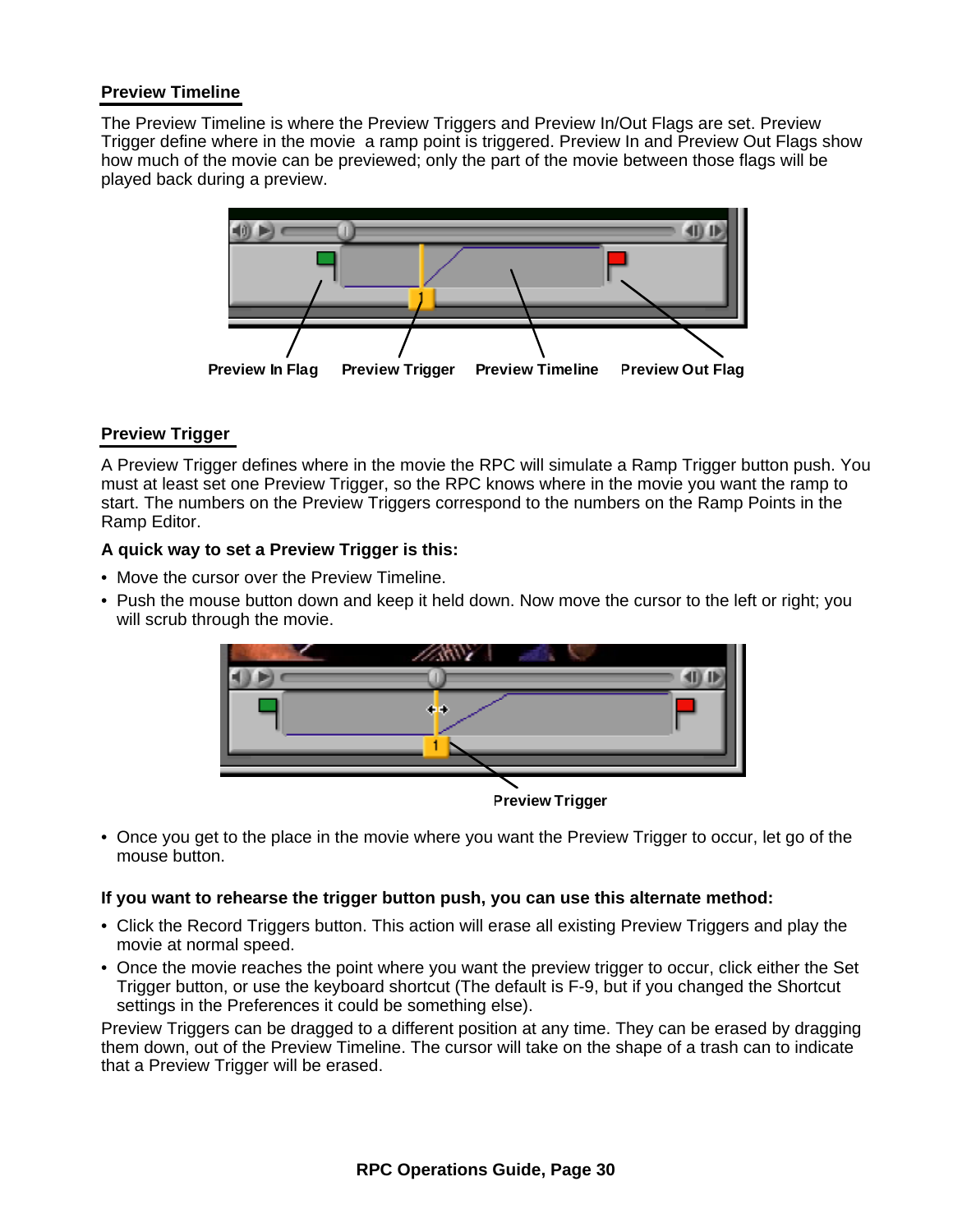## Preview Timeline

The Preview Timeline is where the Preview Triggers and Preview In/Out Flags are set. Preview Trigger define where in the movie  a ramp point is triggered. Preview In and Preview Out Flags show how much of the movie can be previewed; only the part of the movie between those flags will be played back during a preview.

Preview In Flag    Preview Trigger    Preview Timeline    Preview Out Flag

## Preview Trigger

A Preview Trigger defines where in the movie the RPC will simulate a Ramp Trigger button push. You must at least set one Preview Trigger, so the RPC knows where in the movie you want the ramp to start. The numbers on the Preview Triggers correspond to the numbers on the Ramp Points in the Ramp Editor.

**A quick way to set a Preview Trigger is this:**

- Move the cursor over the Preview Timeline.
- Push the mouse button down and keep it held down. Now move the cursor to the left or right; you will scrub through the movie.

Preview Trigger

- Once you get to the place in the movie where you want the Preview Trigger to occur, let go of the mouse button.

**If you want to rehearse the trigger button push, you can use this alternate method:**

- Click the Record Triggers button. This action will erase all existing Preview Triggers and play the movie at normal speed.
- Once the movie reaches the point where you want the preview trigger to occur, click either the Set Trigger button, or use the keyboard shortcut (The default is F-9, but if you changed the Shortcut settings in the Preferences it could be something else).

Preview Triggers can be dragged to a different position at any time. They can be erased by dragging them down, out of the Preview Timeline. The cursor will take on the shape of a trash can to indicate that a Preview Trigger will be erased.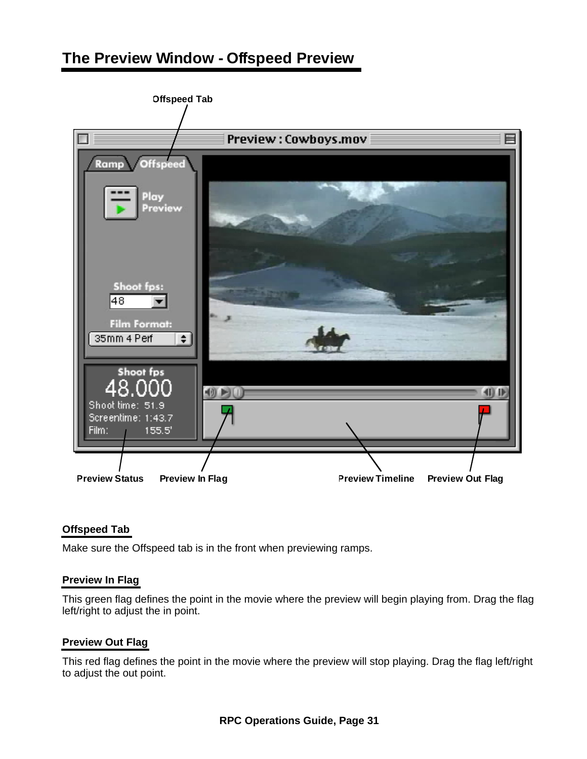# The Preview Window - Offspeed Preview

Offspeed Tab

Preview Status     Preview In Flag     Preview Timeline     Preview Out Flag

### Offspeed Tab

Make sure the Offspeed tab is in the front when previewing ramps.

### Preview In Flag

This green flag defines the point in the movie where the preview will begin playing from. Drag the flag left/right to adjust the in point.

### Preview Out Flag

This red flag defines the point in the movie where the preview will stop playing. Drag the flag left/right to adjust the out point.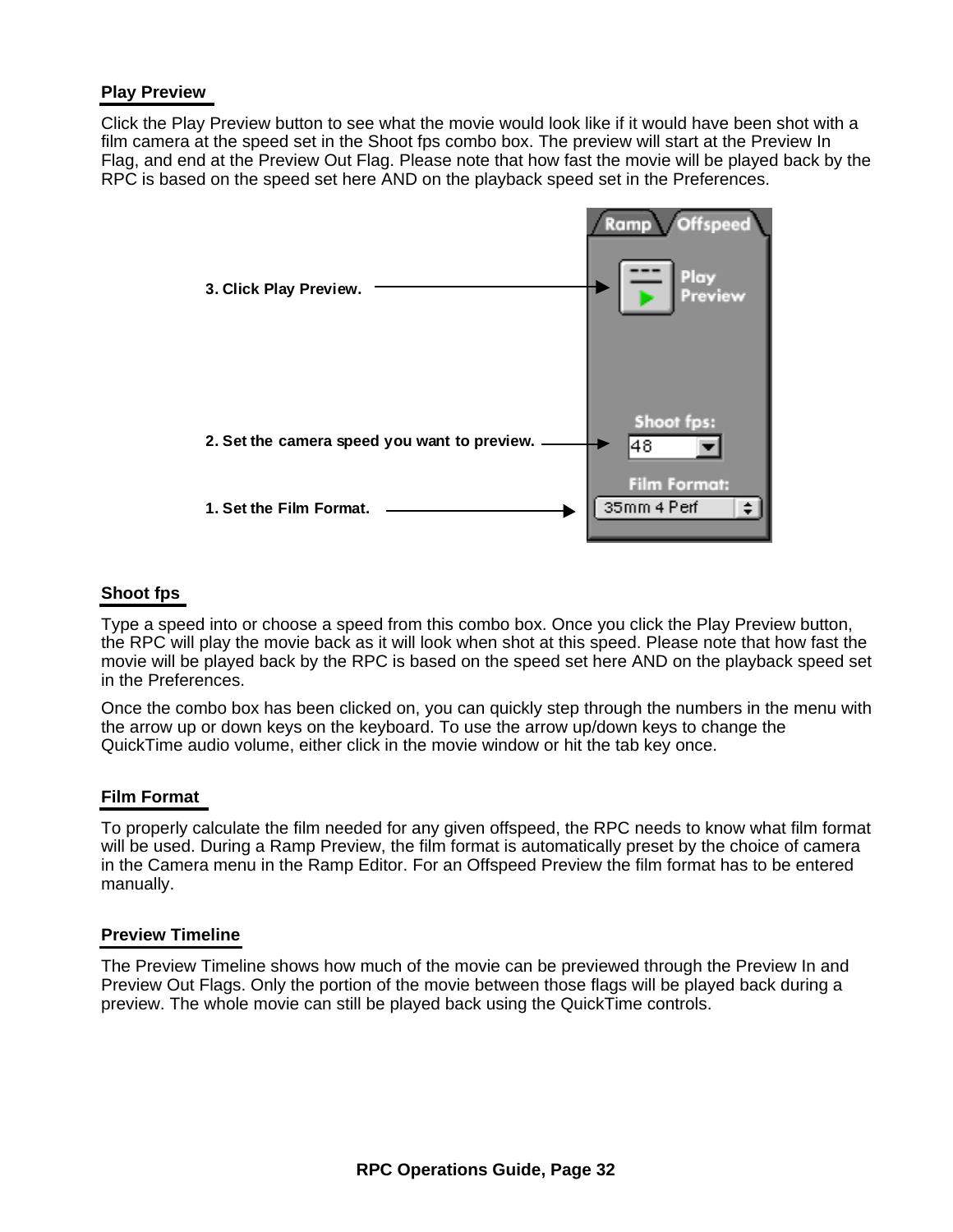## Play Preview

Click the Play Preview button to see what the movie would look like if it would have been shot with a film camera at the speed set in the Shoot fps combo box. The preview will start at the Preview In Flag, and end at the Preview Out Flag. Please note that how fast the movie will be played back by the RPC is based on the speed set here AND on the playback speed set in the Preferences.

3. Click Play Preview.

2. Set the camera speed you want to preview.

1. Set the Film Format.

## Shoot fps

Type a speed into or choose a speed from this combo box. Once you click the Play Preview button, the RPC will play the movie back as it will look when shot at this speed. Please note that how fast the movie will be played back by the RPC is based on the speed set here AND on the playback speed set in the Preferences.

Once the combo box has been clicked on, you can quickly step through the numbers in the menu with the arrow up or down keys on the keyboard. To use the arrow up/down keys to change the QuickTime audio volume, either click in the movie window or hit the tab key once.

## Film Format

To properly calculate the film needed for any given offspeed, the RPC needs to know what film format will be used. During a Ramp Preview, the film format is automatically preset by the choice of camera in the Camera menu in the Ramp Editor. For an Offspeed Preview the film format has to be entered manually.

## Preview Timeline

The Preview Timeline shows how much of the movie can be previewed through the Preview In and Preview Out Flags. Only the portion of the movie between those flags will be played back during a preview. The whole movie can still be played back using the QuickTime controls.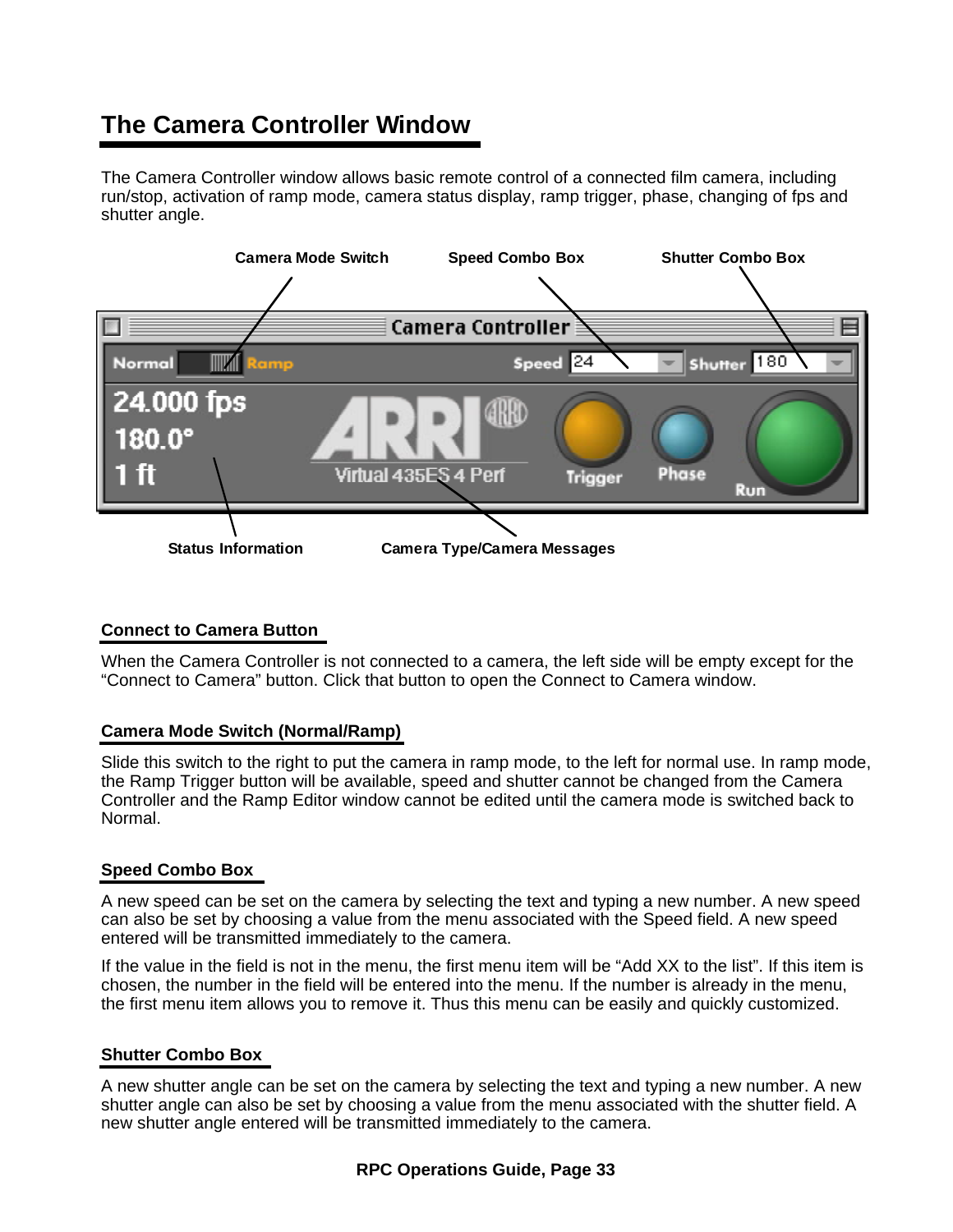# The Camera Controller Window

The Camera Controller window allows basic remote control of a connected film camera, including run/stop, activation of ramp mode, camera status display, ramp trigger, phase, changing of fps and shutter angle.

Camera Mode Switch    Speed Combo Box    Shutter Combo Box

Status Information    Camera Type/Camera Messages

## Connect to Camera Button

When the Camera Controller is not connected to a camera, the left side will be empty except for the “Connect to Camera” button. Click that button to open the Connect to Camera window.

## Camera Mode Switch (Normal/Ramp)

Slide this switch to the right to put the camera in ramp mode, to the left for normal use. In ramp mode, the Ramp Trigger button will be available, speed and shutter cannot be changed from the Camera Controller and the Ramp Editor window cannot be edited until the camera mode is switched back to Normal.

## Speed Combo Box

A new speed can be set on the camera by selecting the text and typing a new number. A new speed can also be set by choosing a value from the menu associated with the Speed field. A new speed entered will be transmitted immediately to the camera.

If the value in the field is not in the menu, the first menu item will be “Add XX to the list”. If this item is chosen, the number in the field will be entered into the menu. If the number is already in the menu, the first menu item allows you to remove it. Thus this menu can be easily and quickly customized.

## Shutter Combo Box

A new shutter angle can be set on the camera by selecting the text and typing a new number. A new shutter angle can also be set by choosing a value from the menu associated with the shutter field. A new shutter angle entered will be transmitted immediately to the camera.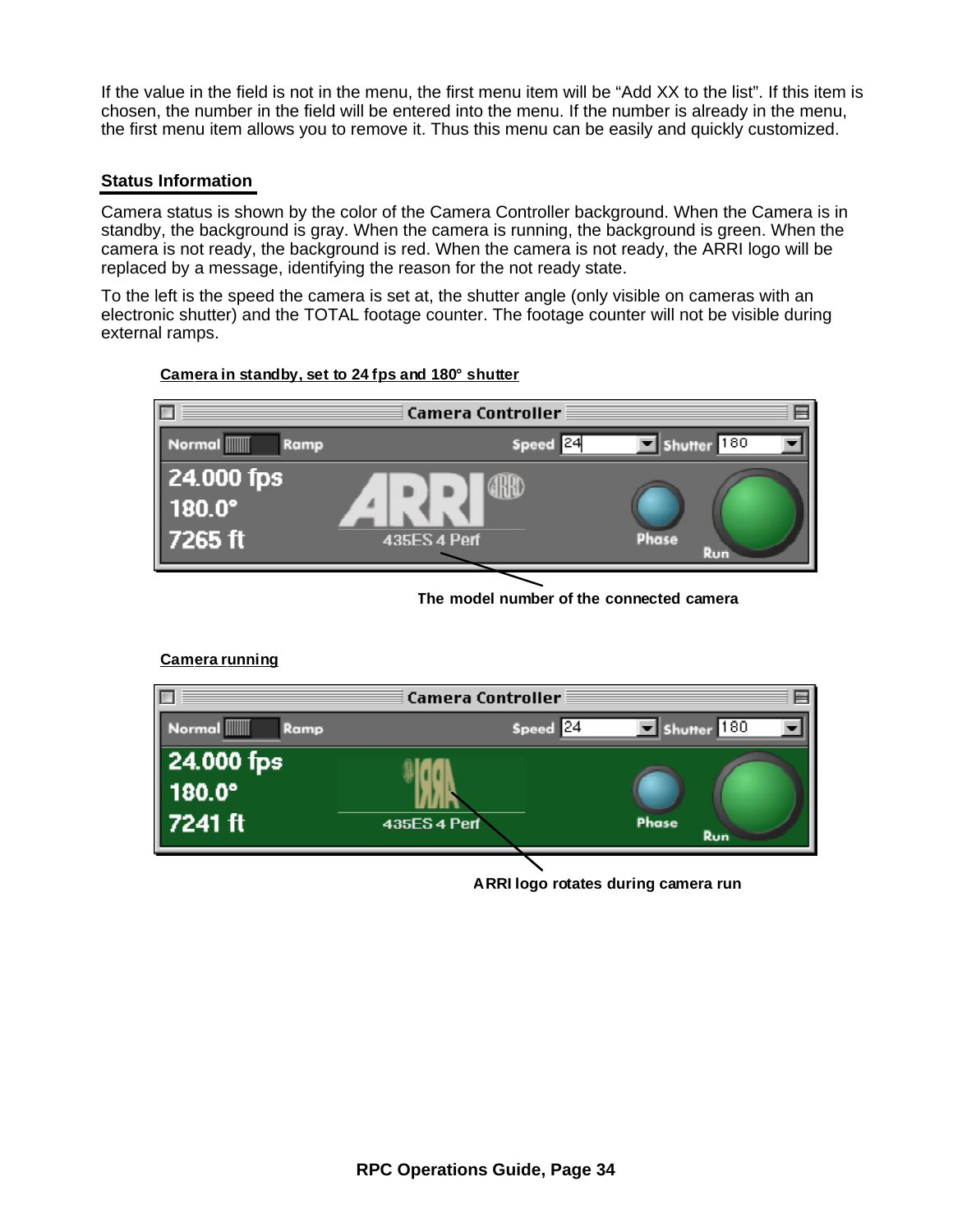If the value in the field is not in the menu, the first menu item will be “Add XX to the list”. If this item is chosen, the number in the field will be entered into the menu. If the number is already in the menu, the first menu item allows you to remove it. Thus this menu can be easily and quickly customized.

## Status Information

Camera status is shown by the color of the Camera Controller background. When the Camera is in standby, the background is gray. When the camera is running, the background is green. When the camera is not ready, the background is red. When the camera is not ready, the ARRI logo will be replaced by a message, identifying the reason for the not ready state.

To the left is the speed the camera is set at, the shutter angle (only visible on cameras with an electronic shutter) and the TOTAL footage counter. The footage counter will not be visible during external ramps.

**Camera in standby, set to 24 fps and 180° shutter**

The model number of the connected camera

**Camera running**

ARRI logo rotates during camera run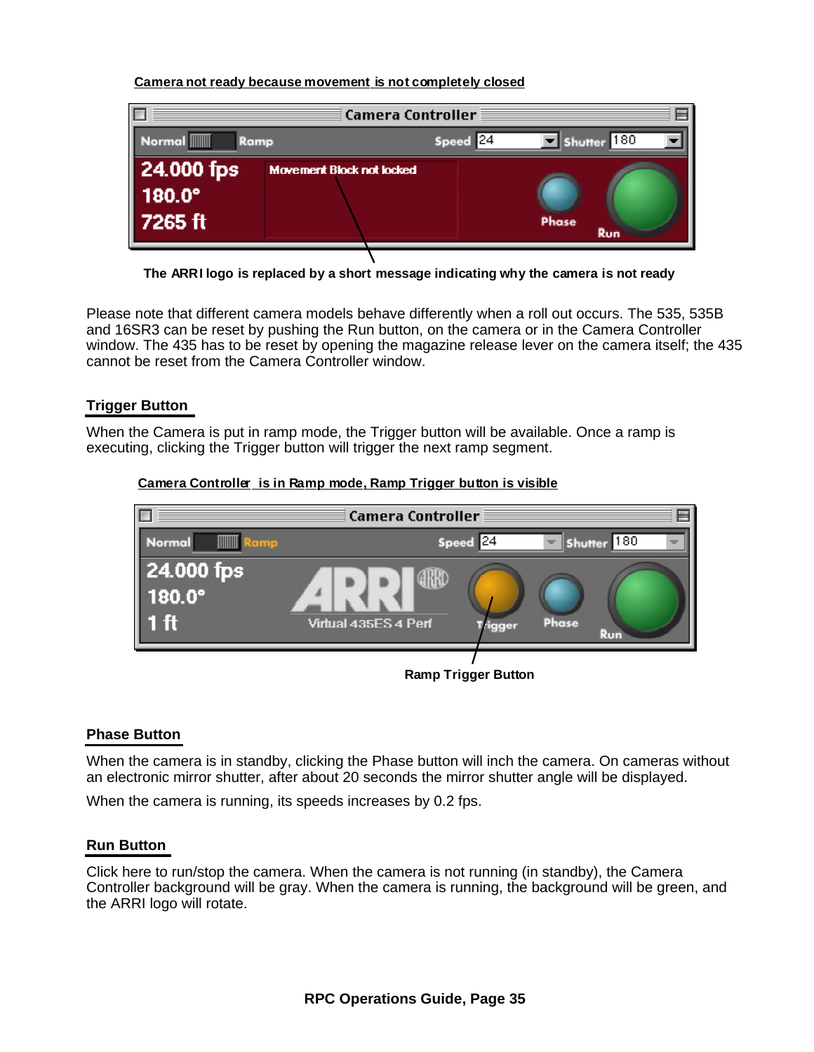**Camera not ready because movement is not completely closed**

The ARRI logo is replaced by a short message indicating why the camera is not ready

Please note that different camera models behave differently when a roll out occurs. The 535, 535B and 16SR3 can be reset by pushing the Run button, on the camera or in the Camera Controller window. The 435 has to be reset by opening the magazine release lever on the camera itself; the 435 cannot be reset from the Camera Controller window.

## Trigger Button

When the Camera is put in ramp mode, the Trigger button will be available. Once a ramp is executing, clicking the Trigger button will trigger the next ramp segment.

**Camera Controller is in Ramp mode, Ramp Trigger button is visible**

Ramp Trigger Button

## Phase Button

When the camera is in standby, clicking the Phase button will inch the camera. On cameras without an electronic mirror shutter, after about 20 seconds the mirror shutter angle will be displayed.

When the camera is running, its speeds increases by 0.2 fps.

## Run Button

Click here to run/stop the camera. When the camera is not running (in standby), the Camera Controller background will be gray. When the camera is running, the background will be green, and the ARRI logo will rotate.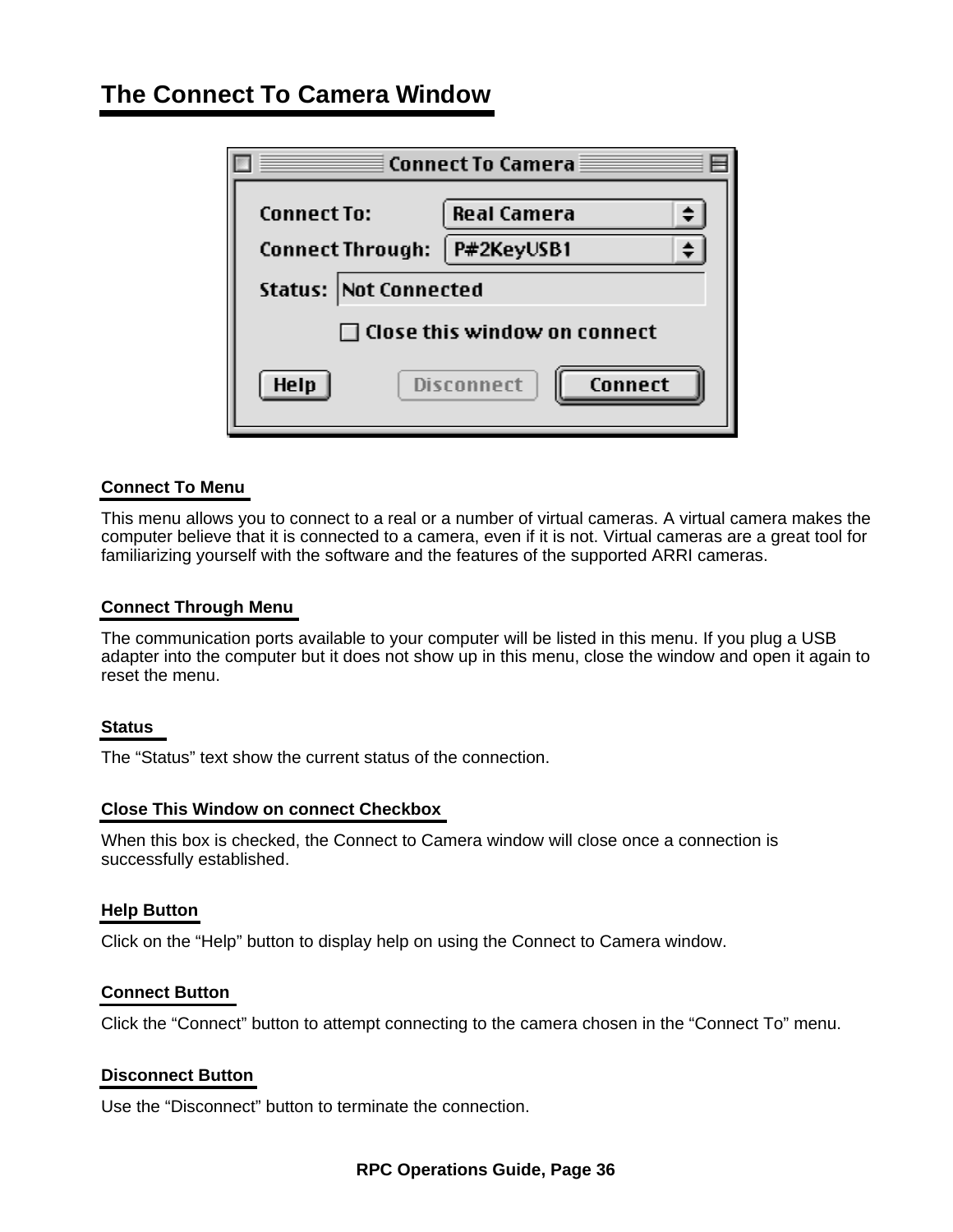# The Connect To Camera Window

### Connect To Menu

This menu allows you to connect to a real or a number of virtual cameras. A virtual camera makes the computer believe that it is connected to a camera, even if it is not. Virtual cameras are a great tool for familiarizing yourself with the software and the features of the supported ARRI cameras.

### Connect Through Menu

The communication ports available to your computer will be listed in this menu. If you plug a USB adapter into the computer but it does not show up in this menu, close the window and open it again to reset the menu.

### Status

The “Status” text show the current status of the connection.

### Close This Window on connect Checkbox

When this box is checked, the Connect to Camera window will close once a connection is successfully established.

### Help Button

Click on the “Help” button to display help on using the Connect to Camera window.

### Connect Button

Click the “Connect” button to attempt connecting to the camera chosen in the “Connect To” menu.

### Disconnect Button

Use the “Disconnect” button to terminate the connection.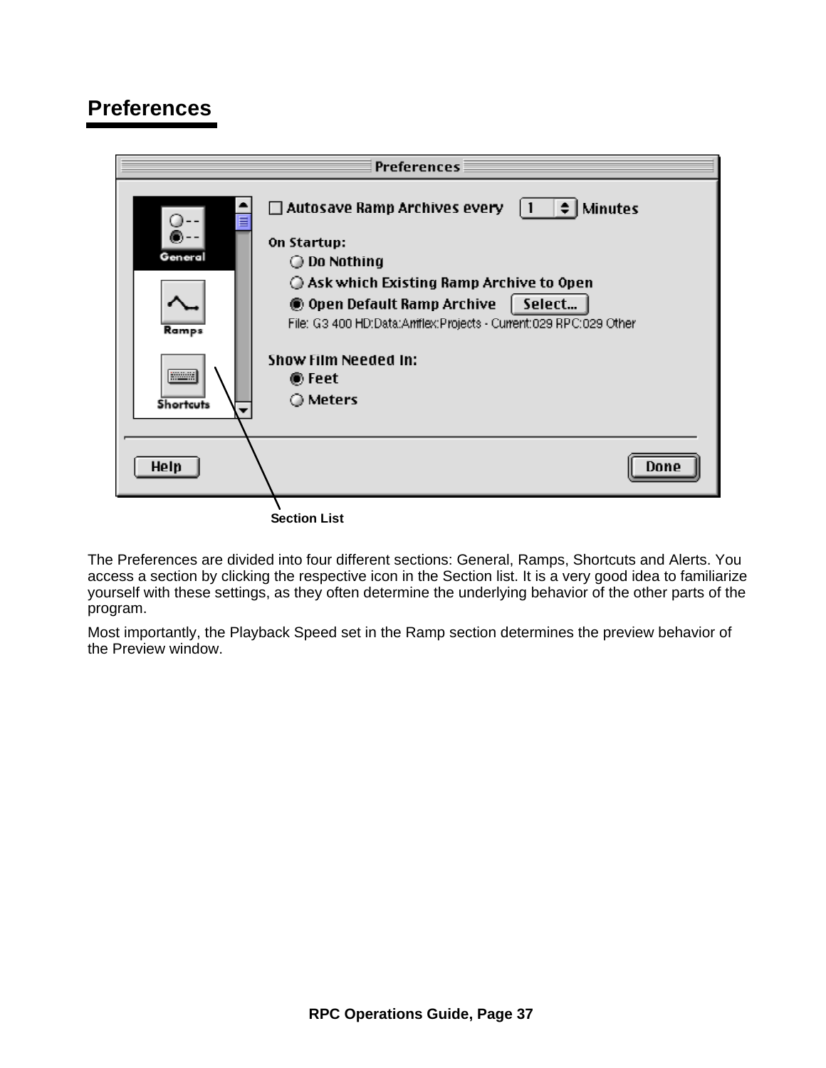# Preferences

Section List

The Preferences are divided into four different sections: General, Ramps, Shortcuts and Alerts. You access a section by clicking the respective icon in the Section list. It is a very good idea to familiarize yourself with these settings, as they often determine the underlying behavior of the other parts of the program.

Most importantly, the Playback Speed set in the Ramp section determines the preview behavior of the Preview window.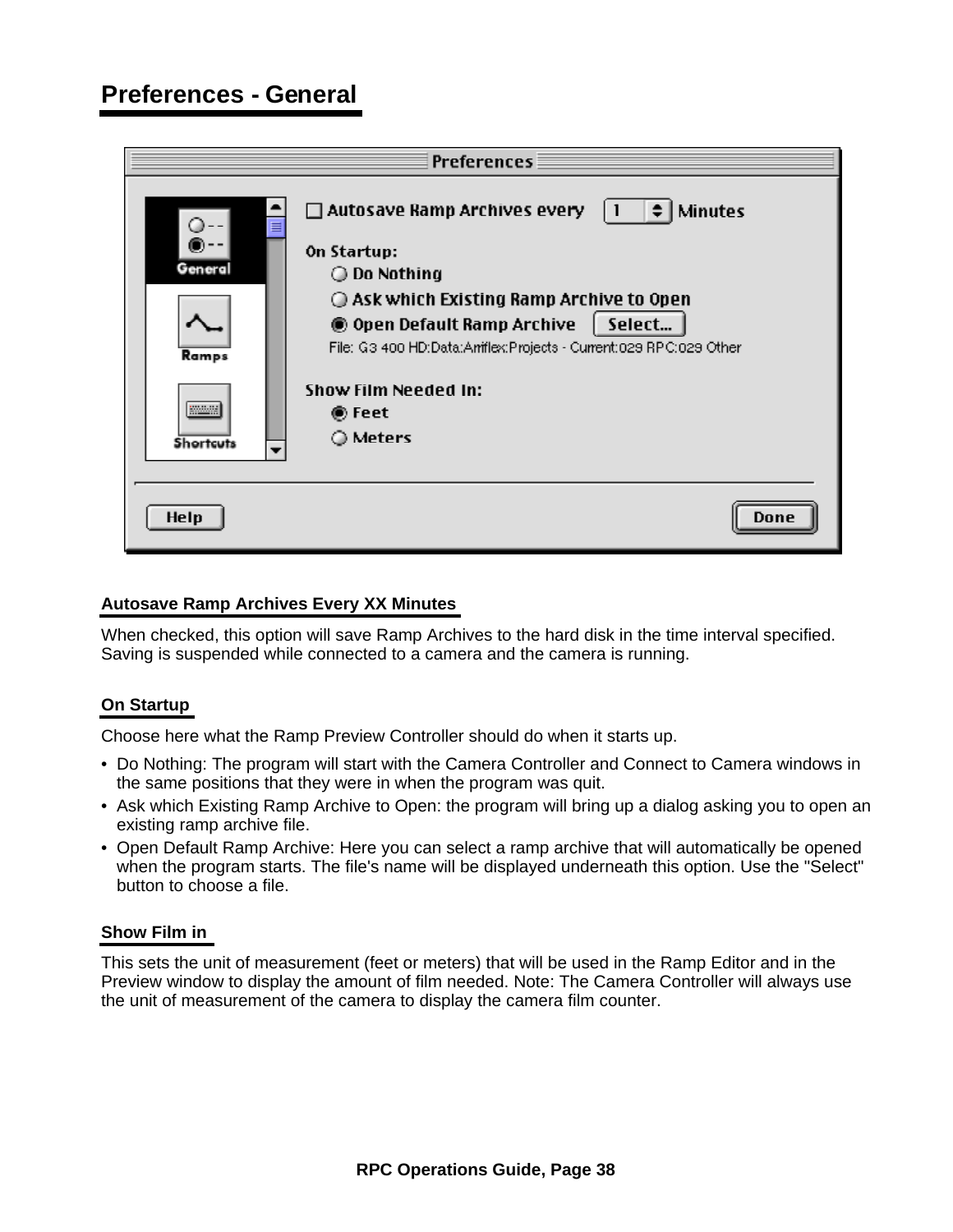# Preferences - General

### Autosave Ramp Archives Every XX Minutes

When checked, this option will save Ramp Archives to the hard disk in the time interval specified. Saving is suspended while connected to a camera and the camera is running.

### On Startup

Choose here what the Ramp Preview Controller should do when it starts up.

- Do Nothing: The program will start with the Camera Controller and Connect to Camera windows in the same positions that they were in when the program was quit.
- Ask which Existing Ramp Archive to Open: the program will bring up a dialog asking you to open an existing ramp archive file.
- Open Default Ramp Archive: Here you can select a ramp archive that will automatically be opened when the program starts. The file's name will be displayed underneath this option. Use the "Select" button to choose a file.

### Show Film in

This sets the unit of measurement (feet or meters) that will be used in the Ramp Editor and in the Preview window to display the amount of film needed. Note: The Camera Controller will always use the unit of measurement of the camera to display the camera film counter.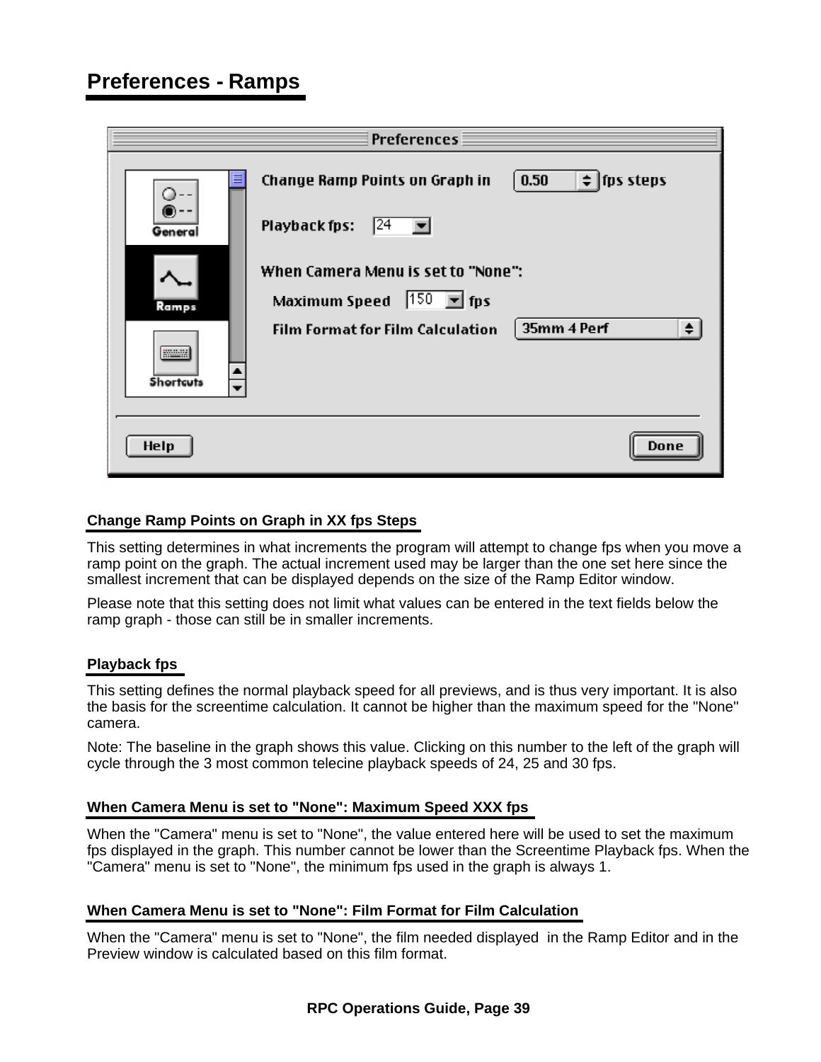# Preferences - Ramps

### Change Ramp Points on Graph in XX fps Steps

This setting determines in what increments the program will attempt to change fps when you move a ramp point on the graph. The actual increment used may be larger than the one set here since the smallest increment that can be displayed depends on the size of the Ramp Editor window.

Please note that this setting does not limit what values can be entered in the text fields below the ramp graph - those can still be in smaller increments.

### Playback fps

This setting defines the normal playback speed for all previews, and is thus very important. It is also the basis for the screentime calculation. It cannot be higher than the maximum speed for the "None" camera.

Note: The baseline in the graph shows this value. Clicking on this number to the left of the graph will cycle through the 3 most common telecine playback speeds of 24, 25 and 30 fps.

### When Camera Menu is set to "None": Maximum Speed XXX fps

When the "Camera" menu is set to "None", the value entered here will be used to set the maximum fps displayed in the graph. This number cannot be lower than the Screentime Playback fps. When the "Camera" menu is set to "None", the minimum fps used in the graph is always 1.

### When Camera Menu is set to "None": Film Format for Film Calculation

When the "Camera" menu is set to "None", the film needed displayed in the Ramp Editor and in the Preview window is calculated based on this film format.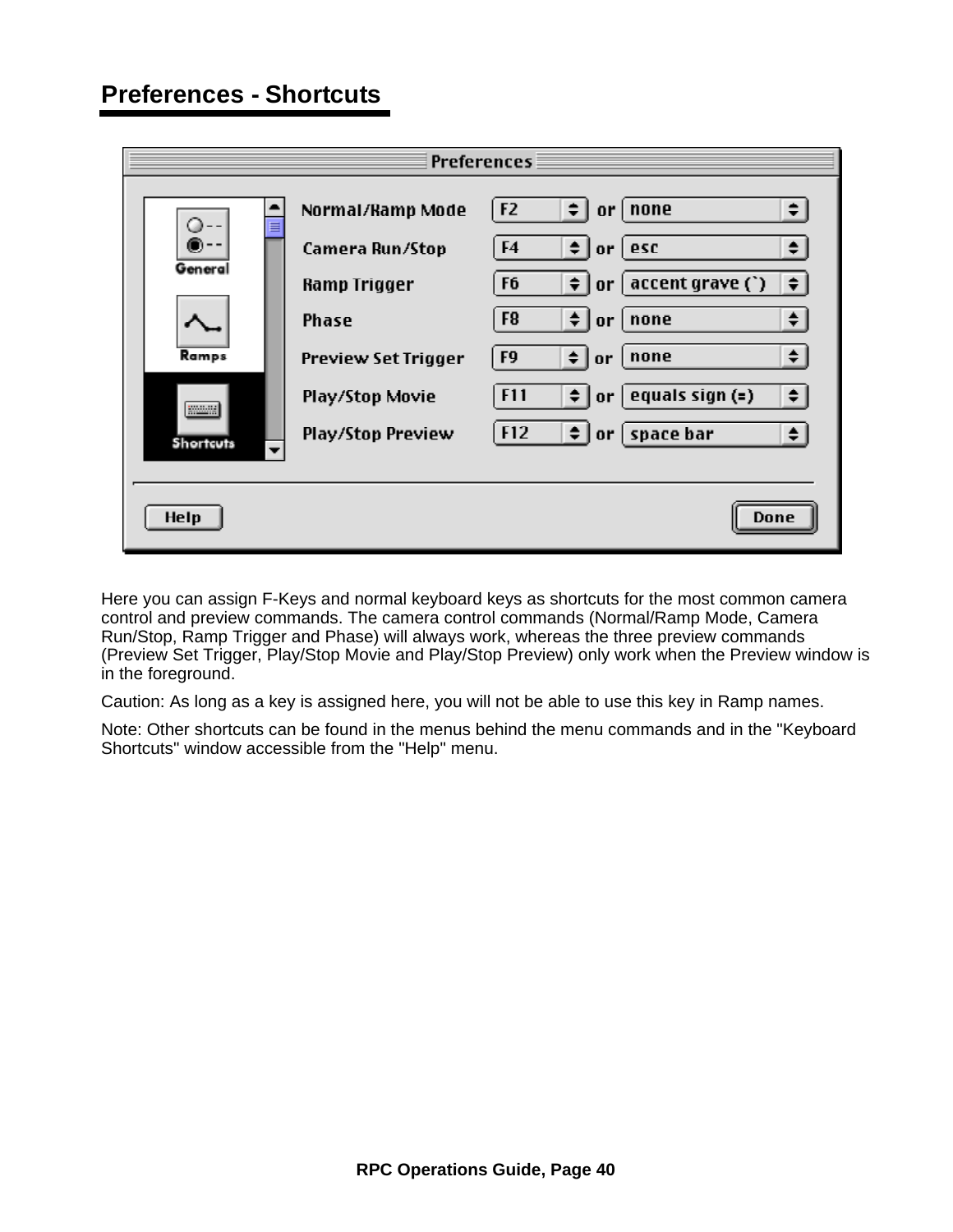## Preferences - Shortcuts

Here you can assign F-Keys and normal keyboard keys as shortcuts for the most common camera control and preview commands. The camera control commands (Normal/Ramp Mode, Camera Run/Stop, Ramp Trigger and Phase) will always work, whereas the three preview commands (Preview Set Trigger, Play/Stop Movie and Play/Stop Preview) only work when the Preview window is in the foreground.

Caution: As long as a key is assigned here, you will not be able to use this key in Ramp names.

Note: Other shortcuts can be found in the menus behind the menu commands and in the "Keyboard Shortcuts" window accessible from the "Help" menu.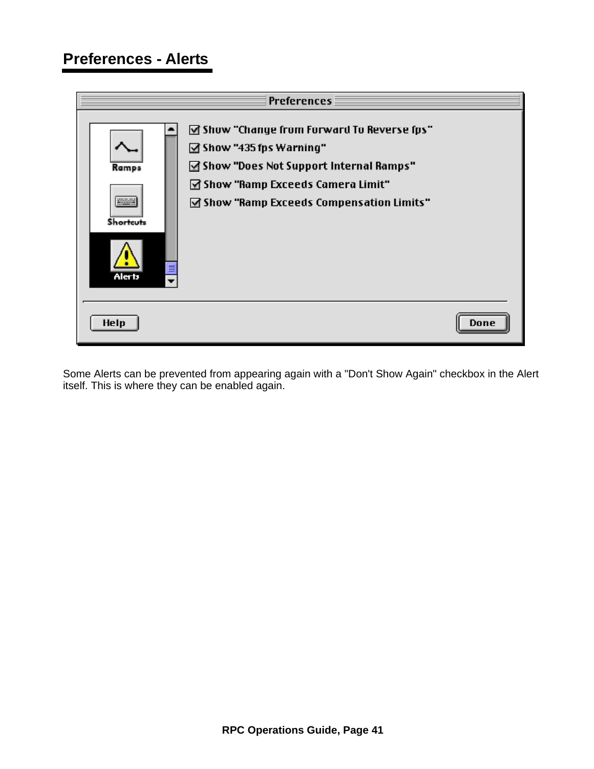## Preferences - Alerts

Preferences

- Ramps
- Shortcuts
- Alerts

☑ Show "Change from Forward To Reverse fps"

☑ Show "435 fps Warning"

☑ Show "Does Not Support Internal Ramps"

☑ Show "Ramp Exceeds Camera Limit"

☑ Show "Ramp Exceeds Compensation Limits"

Help | Done

Some Alerts can be prevented from appearing again with a "Don't Show Again" checkbox in the Alert itself. This is where they can be enabled again.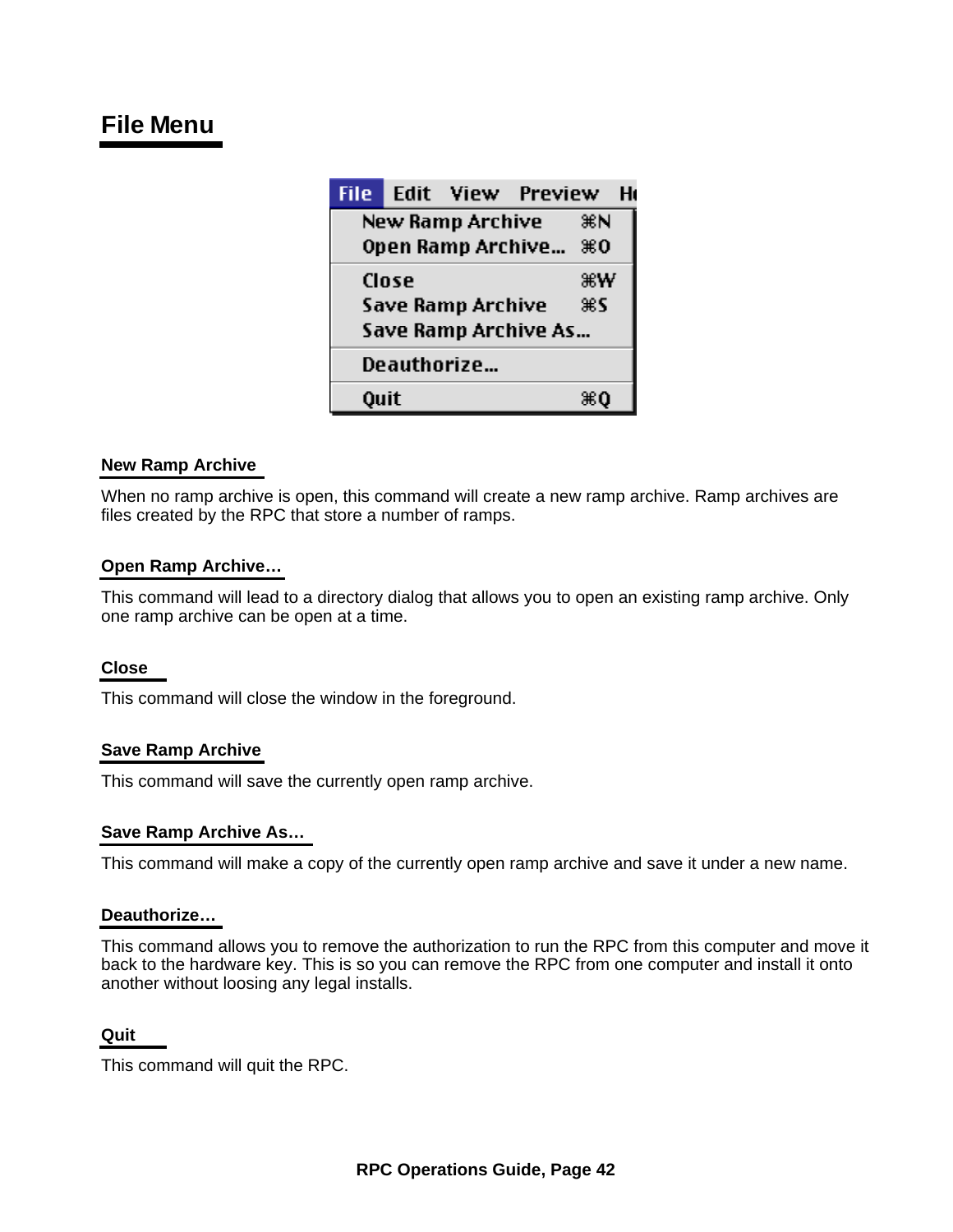# File Menu

### New Ramp Archive

When no ramp archive is open, this command will create a new ramp archive. Ramp archives are files created by the RPC that store a number of ramps.

### Open Ramp Archive…

This command will lead to a directory dialog that allows you to open an existing ramp archive. Only one ramp archive can be open at a time.

### Close

This command will close the window in the foreground.

### Save Ramp Archive

This command will save the currently open ramp archive.

### Save Ramp Archive As…

This command will make a copy of the currently open ramp archive and save it under a new name.

### Deauthorize…

This command allows you to remove the authorization to run the RPC from this computer and move it back to the hardware key. This is so you can remove the RPC from one computer and install it onto another without loosing any legal installs.

### Quit

This command will quit the RPC.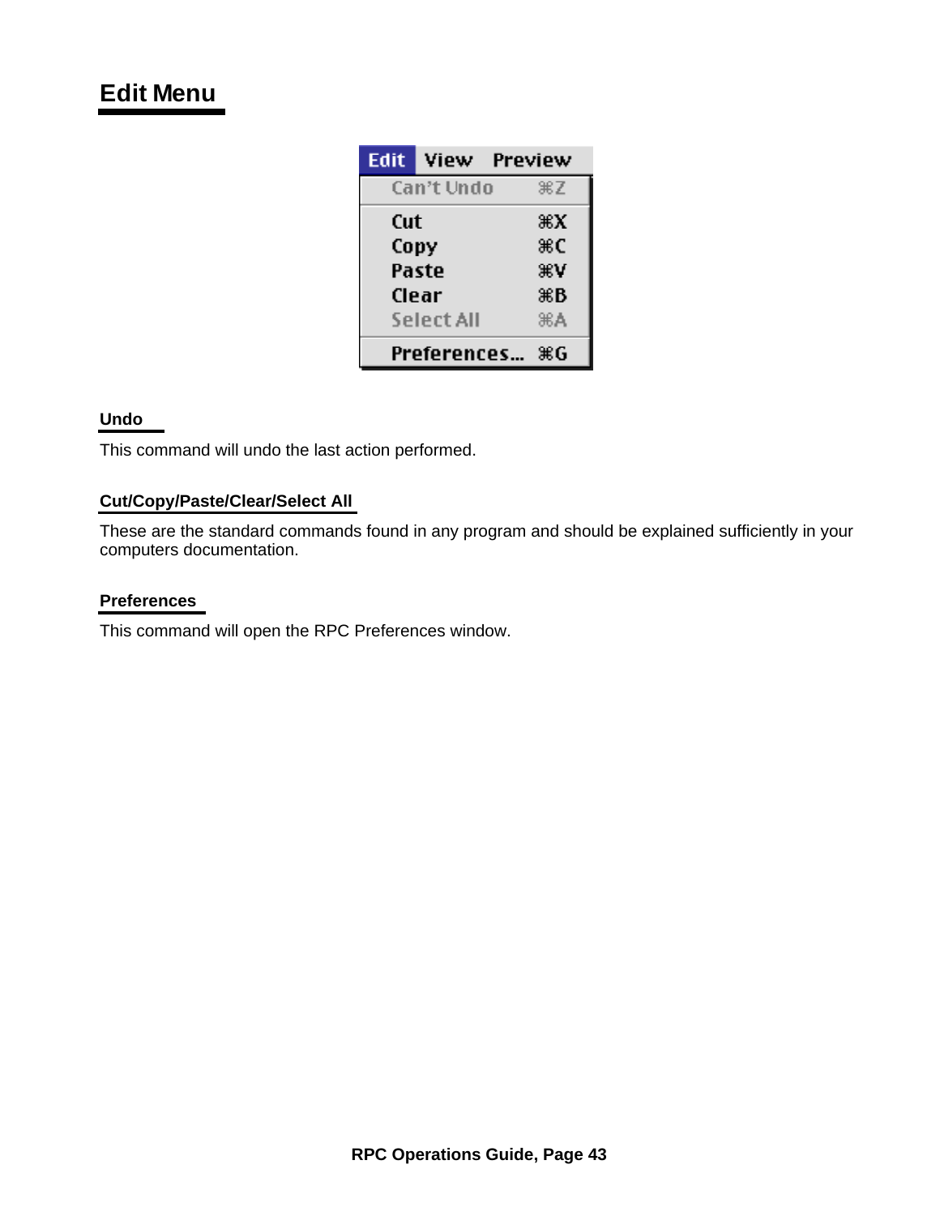# Edit Menu

### Undo

This command will undo the last action performed.

### Cut/Copy/Paste/Clear/Select All

These are the standard commands found in any program and should be explained sufficiently in your computers documentation.

### Preferences

This command will open the RPC Preferences window.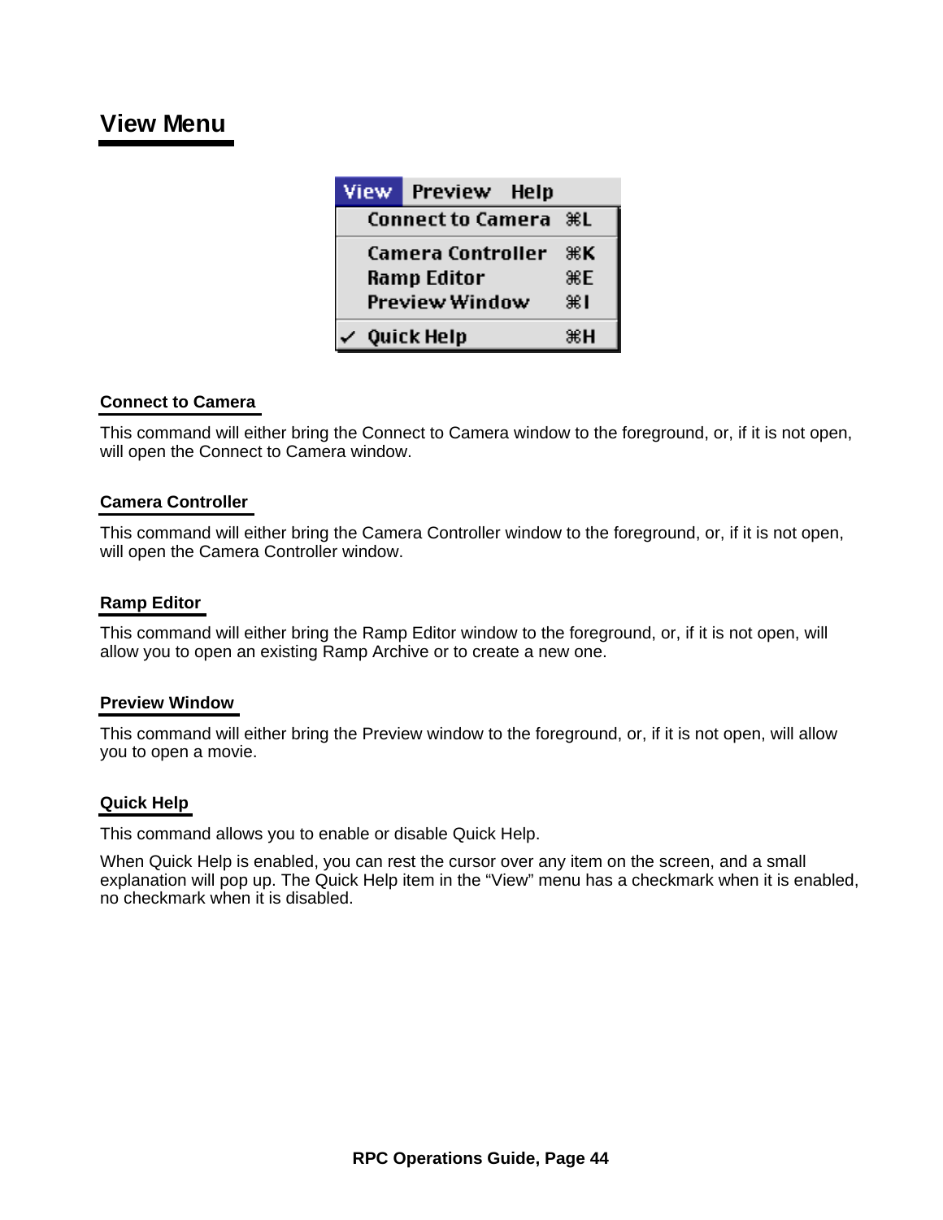## View Menu

### Connect to Camera

This command will either bring the Connect to Camera window to the foreground, or, if it is not open, will open the Connect to Camera window.

### Camera Controller

This command will either bring the Camera Controller window to the foreground, or, if it is not open, will open the Camera Controller window.

### Ramp Editor

This command will either bring the Ramp Editor window to the foreground, or, if it is not open, will allow you to open an existing Ramp Archive or to create a new one.

### Preview Window

This command will either bring the Preview window to the foreground, or, if it is not open, will allow you to open a movie.

### Quick Help

This command allows you to enable or disable Quick Help.

When Quick Help is enabled, you can rest the cursor over any item on the screen, and a small explanation will pop up. The Quick Help item in the “View” menu has a checkmark when it is enabled, no checkmark when it is disabled.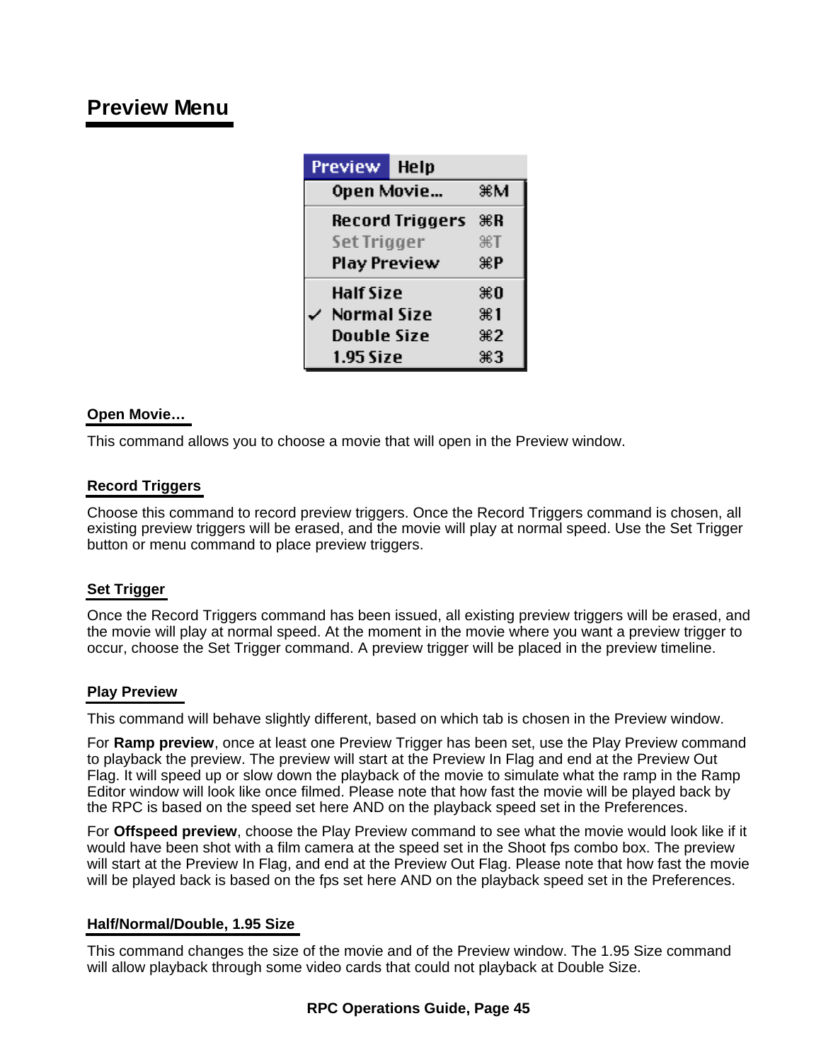## Preview Menu

### Open Movie…

This command allows you to choose a movie that will open in the Preview window.

### Record Triggers

Choose this command to record preview triggers. Once the Record Triggers command is chosen, all existing preview triggers will be erased, and the movie will play at normal speed. Use the Set Trigger button or menu command to place preview triggers.

### Set Trigger

Once the Record Triggers command has been issued, all existing preview triggers will be erased, and the movie will play at normal speed. At the moment in the movie where you want a preview trigger to occur, choose the Set Trigger command. A preview trigger will be placed in the preview timeline.

### Play Preview

This command will behave slightly different, based on which tab is chosen in the Preview window.

For **Ramp preview**, once at least one Preview Trigger has been set, use the Play Preview command to playback the preview. The preview will start at the Preview In Flag and end at the Preview Out Flag. It will speed up or slow down the playback of the movie to simulate what the ramp in the Ramp Editor window will look like once filmed. Please note that how fast the movie will be played back by the RPC is based on the speed set here AND on the playback speed set in the Preferences.

For **Offspeed preview**, choose the Play Preview command to see what the movie would look like if it would have been shot with a film camera at the speed set in the Shoot fps combo box. The preview will start at the Preview In Flag, and end at the Preview Out Flag. Please note that how fast the movie will be played back is based on the fps set here AND on the playback speed set in the Preferences.

### Half/Normal/Double, 1.95 Size

This command changes the size of the movie and of the Preview window. The 1.95 Size command will allow playback through some video cards that could not playback at Double Size.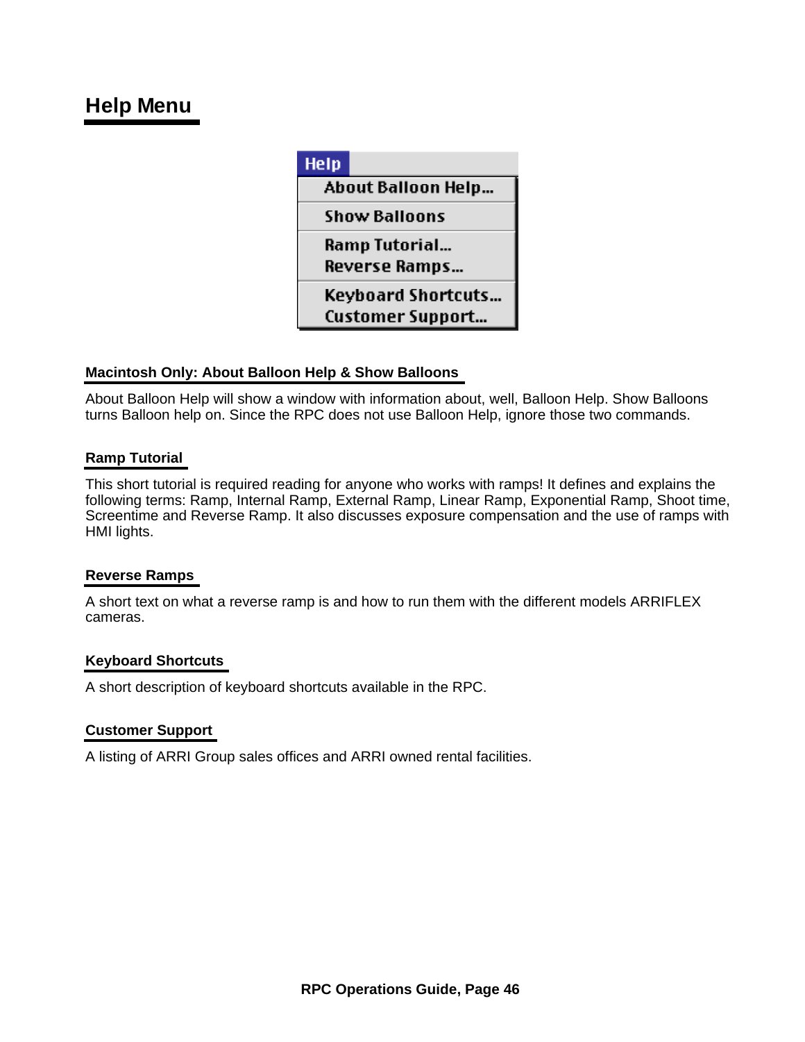# Help Menu

Help
About Balloon Help...
Show Balloons
Ramp Tutorial...
Reverse Ramps...
Keyboard Shortcuts...
Customer Support...

## Macintosh Only: About Balloon Help & Show Balloons

About Balloon Help will show a window with information about, well, Balloon Help. Show Balloons turns Balloon help on. Since the RPC does not use Balloon Help, ignore those two commands.

## Ramp Tutorial

This short tutorial is required reading for anyone who works with ramps! It defines and explains the following terms: Ramp, Internal Ramp, External Ramp, Linear Ramp, Exponential Ramp, Shoot time, Screentime and Reverse Ramp. It also discusses exposure compensation and the use of ramps with HMI lights.

## Reverse Ramps

A short text on what a reverse ramp is and how to run them with the different models ARRIFLEX cameras.

## Keyboard Shortcuts

A short description of keyboard shortcuts available in the RPC.

## Customer Support

A listing of ARRI Group sales offices and ARRI owned rental facilities.